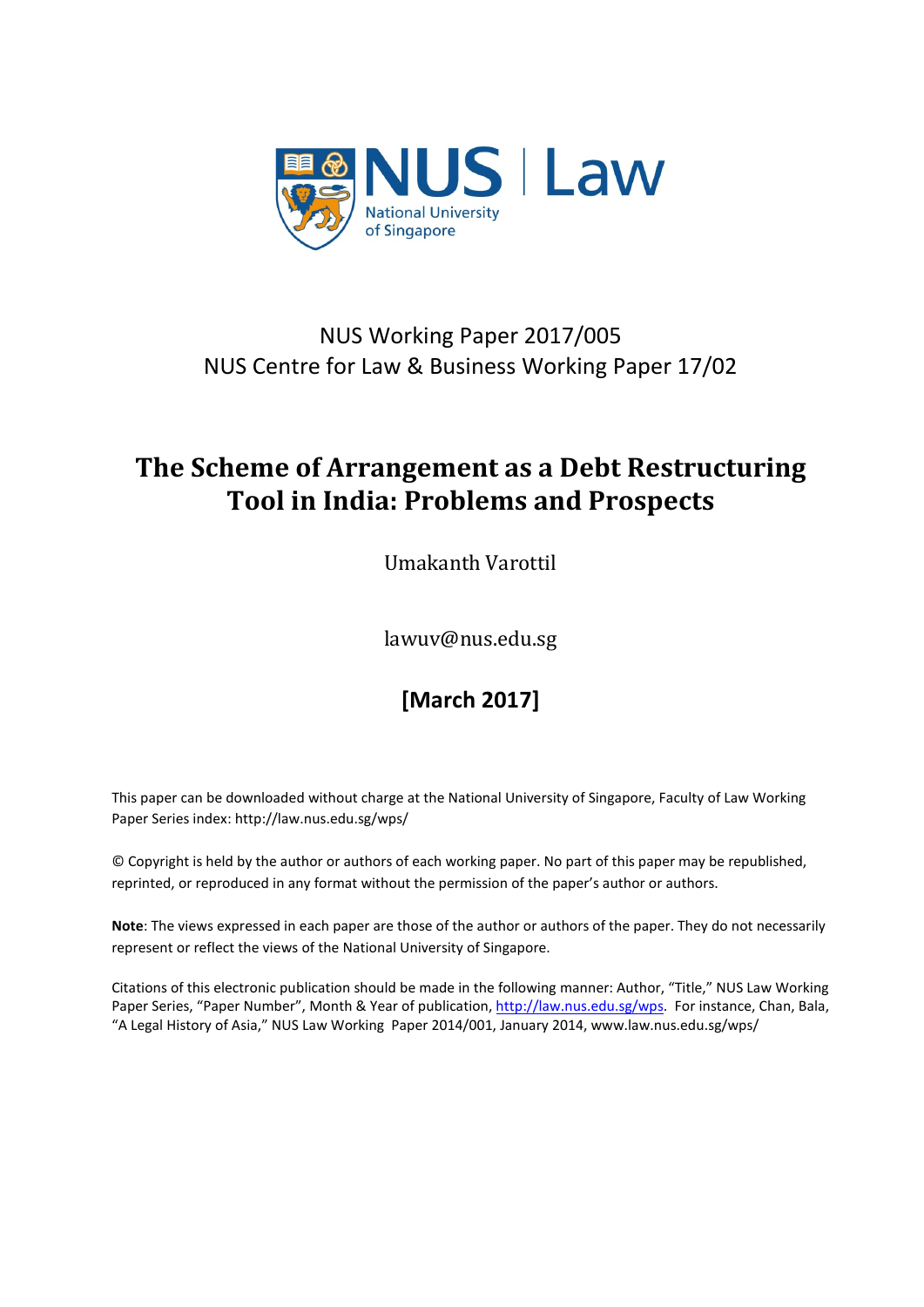NUS Working Paper 2017/005

NUS Centre for Law & Business Working Paper 17/02

# The Scheme of Arrangement as a Debt Restructuring Tool in India: Problems and Prospects

Umakanth Varottil

lawuv@nus.edu.sg

**[March 2017]**

This paper can be downloaded without charge at the National University of Singapore, Faculty of Law Working Paper Series index: http://law.nus.edu.sg/wps/

© Copyright is held by the author or authors of each working paper. No part of this paper may be republished, reprinted, or reproduced in any format without the permission of the paper's author or authors.

**Note**: The views expressed in each paper are those of the author or authors of the paper. They do not necessarily represent or reflect the views of the National University of Singapore.

Citations of this electronic publication should be made in the following manner: Author, "Title," NUS Law Working Paper Series, "Paper Number", Month & Year of publication, http://law.nus.edu.sg/wps. For instance, Chan, Bala, "A Legal History of Asia," NUS Law Working Paper 2014/001, January 2014, www.law.nus.edu.sg/wps/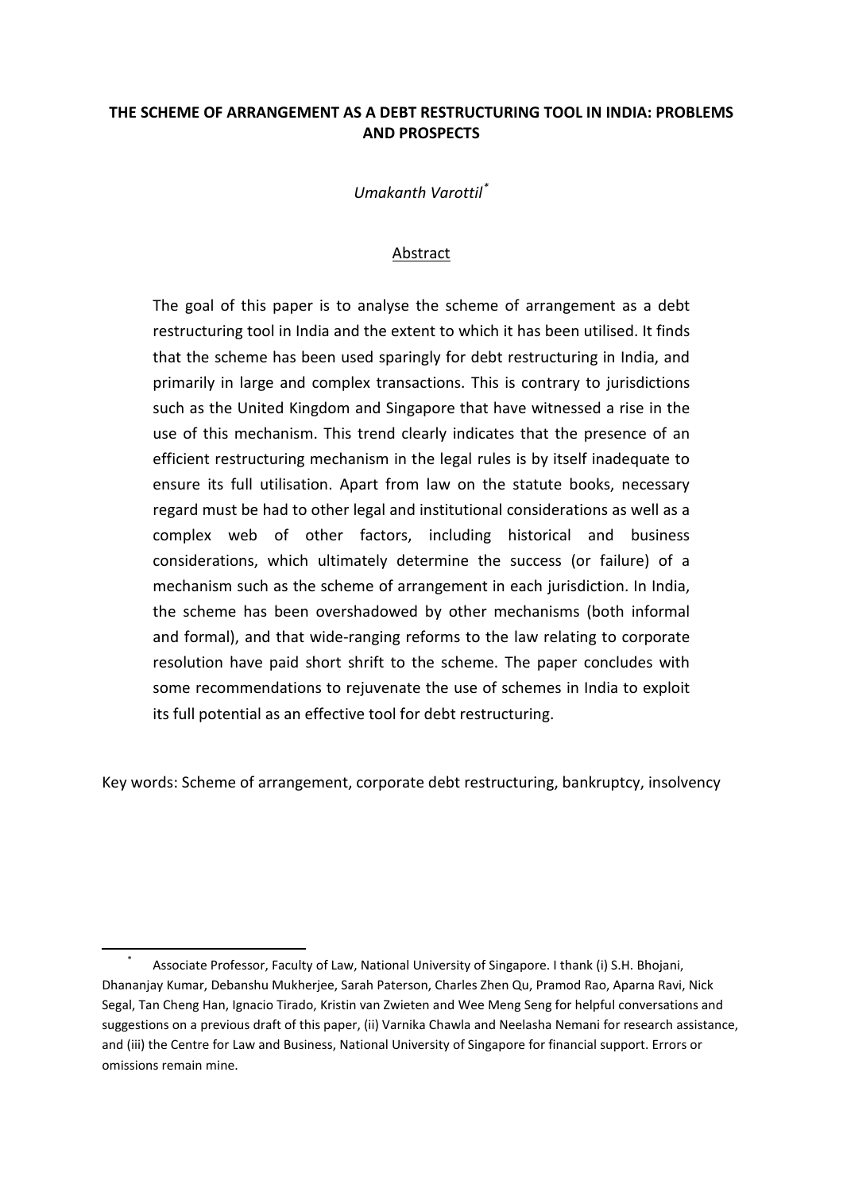**THE SCHEME OF ARRANGEMENT AS A DEBT RESTRUCTURING TOOL IN INDIA: PROBLEMS AND PROSPECTS**

*Umakanth Varottil*[*]

Abstract

The goal of this paper is to analyse the scheme of arrangement as a debt restructuring tool in India and the extent to which it has been utilised. It finds that the scheme has been used sparingly for debt restructuring in India, and primarily in large and complex transactions. This is contrary to jurisdictions such as the United Kingdom and Singapore that have witnessed a rise in the use of this mechanism. This trend clearly indicates that the presence of an efficient restructuring mechanism in the legal rules is by itself inadequate to ensure its full utilisation. Apart from law on the statute books, necessary regard must be had to other legal and institutional considerations as well as a complex web of other factors, including historical and business considerations, which ultimately determine the success (or failure) of a mechanism such as the scheme of arrangement in each jurisdiction. In India, the scheme has been overshadowed by other mechanisms (both informal and formal), and that wide-ranging reforms to the law relating to corporate resolution have paid short shrift to the scheme. The paper concludes with some recommendations to rejuvenate the use of schemes in India to exploit its full potential as an effective tool for debt restructuring.

Key words: Scheme of arrangement, corporate debt restructuring, bankruptcy, insolvency

[*] Associate Professor, Faculty of Law, National University of Singapore. I thank (i) S.H. Bhojani, Dhananjay Kumar, Debanshu Mukherjee, Sarah Paterson, Charles Zhen Qu, Pramod Rao, Aparna Ravi, Nick Segal, Tan Cheng Han, Ignacio Tirado, Kristin van Zwieten and Wee Meng Seng for helpful conversations and suggestions on a previous draft of this paper, (ii) Varnika Chawla and Neelasha Nemani for research assistance, and (iii) the Centre for Law and Business, National University of Singapore for financial support. Errors or omissions remain mine.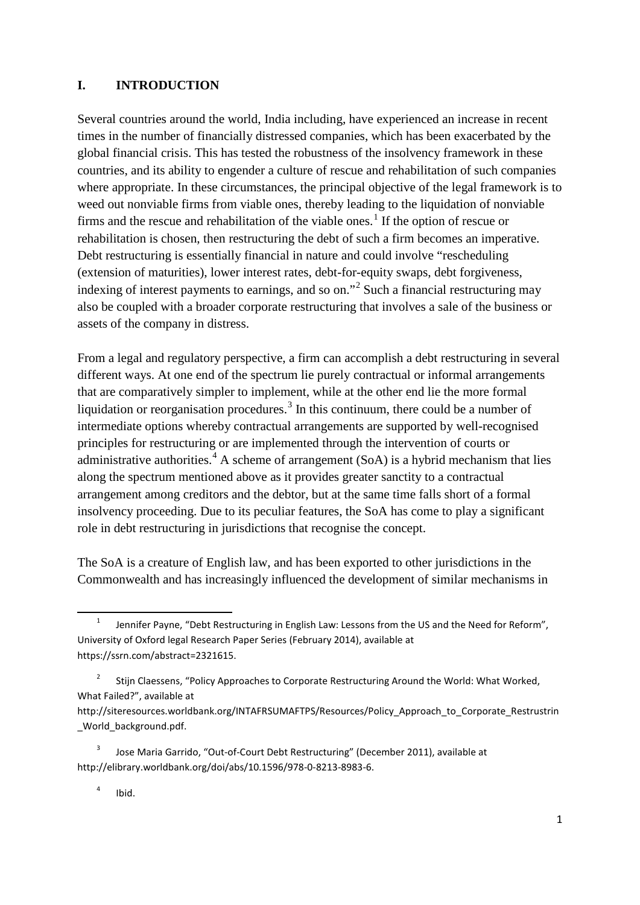## I. INTRODUCTION

Several countries around the world, India including, have experienced an increase in recent times in the number of financially distressed companies, which has been exacerbated by the global financial crisis. This has tested the robustness of the insolvency framework in these countries, and its ability to engender a culture of rescue and rehabilitation of such companies where appropriate. In these circumstances, the principal objective of the legal framework is to weed out nonviable firms from viable ones, thereby leading to the liquidation of nonviable firms and the rescue and rehabilitation of the viable ones.[1] If the option of rescue or rehabilitation is chosen, then restructuring the debt of such a firm becomes an imperative. Debt restructuring is essentially financial in nature and could involve "rescheduling (extension of maturities), lower interest rates, debt-for-equity swaps, debt forgiveness, indexing of interest payments to earnings, and so on."[2] Such a financial restructuring may also be coupled with a broader corporate restructuring that involves a sale of the business or assets of the company in distress.

From a legal and regulatory perspective, a firm can accomplish a debt restructuring in several different ways. At one end of the spectrum lie purely contractual or informal arrangements that are comparatively simpler to implement, while at the other end lie the more formal liquidation or reorganisation procedures.[3] In this continuum, there could be a number of intermediate options whereby contractual arrangements are supported by well-recognised principles for restructuring or are implemented through the intervention of courts or administrative authorities.[4] A scheme of arrangement (SoA) is a hybrid mechanism that lies along the spectrum mentioned above as it provides greater sanctity to a contractual arrangement among creditors and the debtor, but at the same time falls short of a formal insolvency proceeding. Due to its peculiar features, the SoA has come to play a significant role in debt restructuring in jurisdictions that recognise the concept.

The SoA is a creature of English law, and has been exported to other jurisdictions in the Commonwealth and has increasingly influenced the development of similar mechanisms in

---

[1] Jennifer Payne, "Debt Restructuring in English Law: Lessons from the US and the Need for Reform", University of Oxford legal Research Paper Series (February 2014), available at https://ssrn.com/abstract=2321615.

[2] Stijn Claessens, "Policy Approaches to Corporate Restructuring Around the World: What Worked, What Failed?", available at http://siteresources.worldbank.org/INTAFRSUMAFTPS/Resources/Policy_Approach_to_Corporate_Restrustrin_World_background.pdf.

[3] Jose Maria Garrido, "Out-of-Court Debt Restructuring" (December 2011), available at http://elibrary.worldbank.org/doi/abs/10.1596/978-0-8213-8983-6.

[4] Ibid.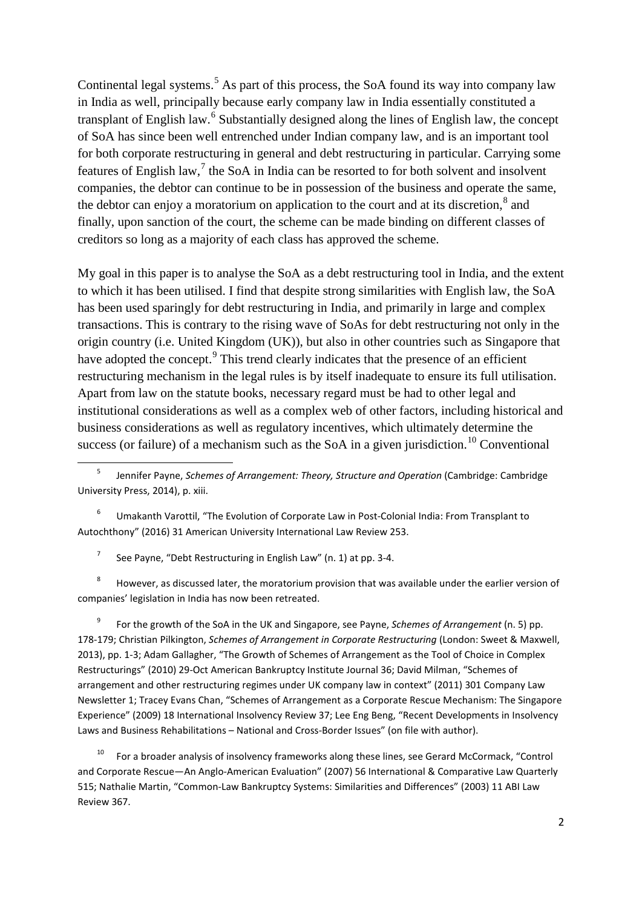Continental legal systems.[5] As part of this process, the SoA found its way into company law in India as well, principally because early company law in India essentially constituted a transplant of English law.[6] Substantially designed along the lines of English law, the concept of SoA has since been well entrenched under Indian company law, and is an important tool for both corporate restructuring in general and debt restructuring in particular. Carrying some features of English law,[7] the SoA in India can be resorted to for both solvent and insolvent companies, the debtor can continue to be in possession of the business and operate the same, the debtor can enjoy a moratorium on application to the court and at its discretion,[8] and finally, upon sanction of the court, the scheme can be made binding on different classes of creditors so long as a majority of each class has approved the scheme.

My goal in this paper is to analyse the SoA as a debt restructuring tool in India, and the extent to which it has been utilised. I find that despite strong similarities with English law, the SoA has been used sparingly for debt restructuring in India, and primarily in large and complex transactions. This is contrary to the rising wave of SoAs for debt restructuring not only in the origin country (i.e. United Kingdom (UK)), but also in other countries such as Singapore that have adopted the concept.[9] This trend clearly indicates that the presence of an efficient restructuring mechanism in the legal rules is by itself inadequate to ensure its full utilisation. Apart from law on the statute books, necessary regard must be had to other legal and institutional considerations as well as a complex web of other factors, including historical and business considerations as well as regulatory incentives, which ultimately determine the success (or failure) of a mechanism such as the SoA in a given jurisdiction.[10] Conventional

---

[5] Jennifer Payne, *Schemes of Arrangement: Theory, Structure and Operation* (Cambridge: Cambridge University Press, 2014), p. xiii.

[6] Umakanth Varottil, "The Evolution of Corporate Law in Post-Colonial India: From Transplant to Autochthony" (2016) 31 American University International Law Review 253.

[7] See Payne, "Debt Restructuring in English Law" (n. 1) at pp. 3-4.

[8] However, as discussed later, the moratorium provision that was available under the earlier version of companies' legislation in India has now been retreated.

[9] For the growth of the SoA in the UK and Singapore, see Payne, *Schemes of Arrangement* (n. 5) pp. 178-179; Christian Pilkington, *Schemes of Arrangement in Corporate Restructuring* (London: Sweet & Maxwell, 2013), pp. 1-3; Adam Gallagher, "The Growth of Schemes of Arrangement as the Tool of Choice in Complex Restructurings" (2010) 29-Oct American Bankruptcy Institute Journal 36; David Milman, "Schemes of arrangement and other restructuring regimes under UK company law in context" (2011) 301 Company Law Newsletter 1; Tracey Evans Chan, "Schemes of Arrangement as a Corporate Rescue Mechanism: The Singapore Experience" (2009) 18 International Insolvency Review 37; Lee Eng Beng, "Recent Developments in Insolvency Laws and Business Rehabilitations – National and Cross-Border Issues" (on file with author).

[10] For a broader analysis of insolvency frameworks along these lines, see Gerard McCormack, "Control and Corporate Rescue—An Anglo-American Evaluation" (2007) 56 International & Comparative Law Quarterly 515; Nathalie Martin, "Common-Law Bankruptcy Systems: Similarities and Differences" (2003) 11 ABI Law Review 367.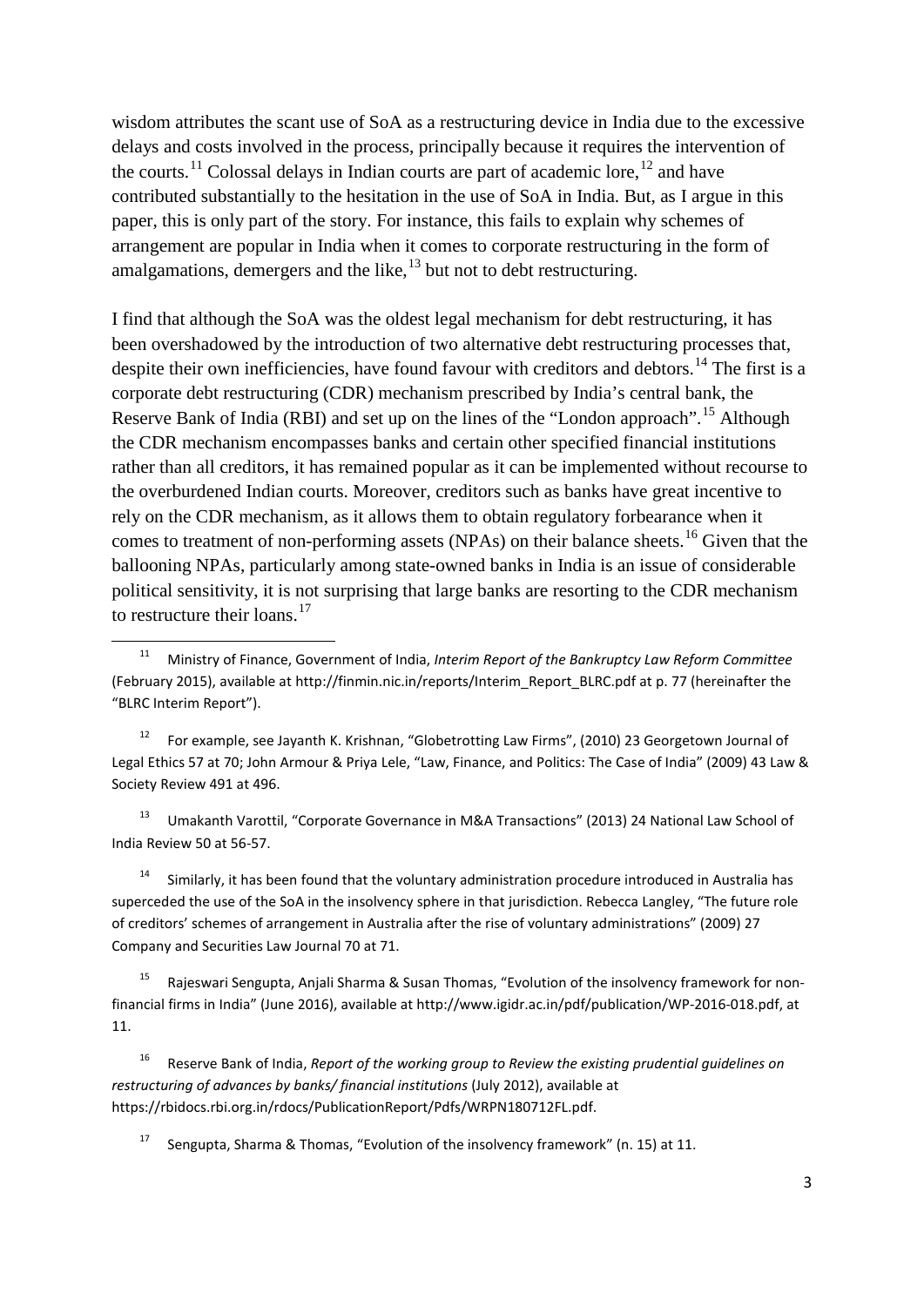wisdom attributes the scant use of SoA as a restructuring device in India due to the excessive delays and costs involved in the process, principally because it requires the intervention of the courts.[11] Colossal delays in Indian courts are part of academic lore,[12] and have contributed substantially to the hesitation in the use of SoA in India. But, as I argue in this paper, this is only part of the story. For instance, this fails to explain why schemes of arrangement are popular in India when it comes to corporate restructuring in the form of amalgamations, demergers and the like,[13] but not to debt restructuring.

I find that although the SoA was the oldest legal mechanism for debt restructuring, it has been overshadowed by the introduction of two alternative debt restructuring processes that, despite their own inefficiencies, have found favour with creditors and debtors.[14] The first is a corporate debt restructuring (CDR) mechanism prescribed by India's central bank, the Reserve Bank of India (RBI) and set up on the lines of the "London approach".[15] Although the CDR mechanism encompasses banks and certain other specified financial institutions rather than all creditors, it has remained popular as it can be implemented without recourse to the overburdened Indian courts. Moreover, creditors such as banks have great incentive to rely on the CDR mechanism, as it allows them to obtain regulatory forbearance when it comes to treatment of non-performing assets (NPAs) on their balance sheets.[16] Given that the ballooning NPAs, particularly among state-owned banks in India is an issue of considerable political sensitivity, it is not surprising that large banks are resorting to the CDR mechanism to restructure their loans.[17]

---

[11] Ministry of Finance, Government of India, *Interim Report of the Bankruptcy Law Reform Committee* (February 2015), available at http://finmin.nic.in/reports/Interim_Report_BLRC.pdf at p. 77 (hereinafter the "BLRC Interim Report").

[12] For example, see Jayanth K. Krishnan, "Globetrotting Law Firms", (2010) 23 Georgetown Journal of Legal Ethics 57 at 70; John Armour & Priya Lele, "Law, Finance, and Politics: The Case of India" (2009) 43 Law & Society Review 491 at 496.

[13] Umakanth Varottil, "Corporate Governance in M&A Transactions" (2013) 24 National Law School of India Review 50 at 56-57.

[14] Similarly, it has been found that the voluntary administration procedure introduced in Australia has superceded the use of the SoA in the insolvency sphere in that jurisdiction. Rebecca Langley, "The future role of creditors' schemes of arrangement in Australia after the rise of voluntary administrations" (2009) 27 Company and Securities Law Journal 70 at 71.

[15] Rajeswari Sengupta, Anjali Sharma & Susan Thomas, "Evolution of the insolvency framework for non-financial firms in India" (June 2016), available at http://www.igidr.ac.in/pdf/publication/WP-2016-018.pdf, at 11.

[16] Reserve Bank of India, *Report of the working group to Review the existing prudential guidelines on restructuring of advances by banks/ financial institutions* (July 2012), available at https://rbidocs.rbi.org.in/rdocs/PublicationReport/Pdfs/WRPN180712FL.pdf.

[17] Sengupta, Sharma & Thomas, "Evolution of the insolvency framework" (n. 15) at 11.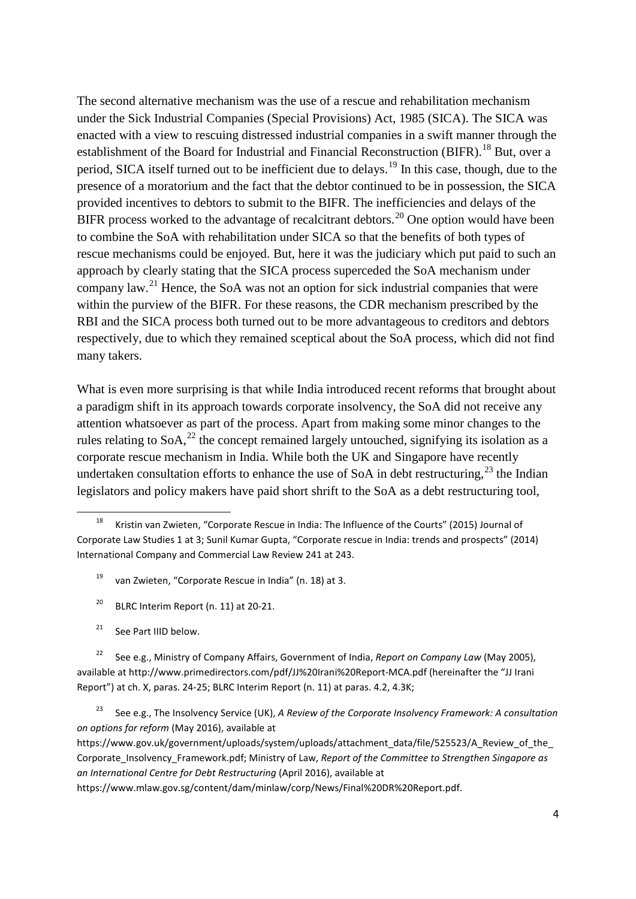The second alternative mechanism was the use of a rescue and rehabilitation mechanism under the Sick Industrial Companies (Special Provisions) Act, 1985 (SICA). The SICA was enacted with a view to rescuing distressed industrial companies in a swift manner through the establishment of the Board for Industrial and Financial Reconstruction (BIFR).[18] But, over a period, SICA itself turned out to be inefficient due to delays.[19] In this case, though, due to the presence of a moratorium and the fact that the debtor continued to be in possession, the SICA provided incentives to debtors to submit to the BIFR. The inefficiencies and delays of the BIFR process worked to the advantage of recalcitrant debtors.[20] One option would have been to combine the SoA with rehabilitation under SICA so that the benefits of both types of rescue mechanisms could be enjoyed. But, here it was the judiciary which put paid to such an approach by clearly stating that the SICA process superceded the SoA mechanism under company law.[21] Hence, the SoA was not an option for sick industrial companies that were within the purview of the BIFR. For these reasons, the CDR mechanism prescribed by the RBI and the SICA process both turned out to be more advantageous to creditors and debtors respectively, due to which they remained sceptical about the SoA process, which did not find many takers.

What is even more surprising is that while India introduced recent reforms that brought about a paradigm shift in its approach towards corporate insolvency, the SoA did not receive any attention whatsoever as part of the process. Apart from making some minor changes to the rules relating to SoA,[22] the concept remained largely untouched, signifying its isolation as a corporate rescue mechanism in India. While both the UK and Singapore have recently undertaken consultation efforts to enhance the use of SoA in debt restructuring,[23] the Indian legislators and policy makers have paid short shrift to the SoA as a debt restructuring tool,

---

[18] Kristin van Zwieten, "Corporate Rescue in India: The Influence of the Courts" (2015) Journal of Corporate Law Studies 1 at 3; Sunil Kumar Gupta, "Corporate rescue in India: trends and prospects" (2014) International Company and Commercial Law Review 241 at 243.

[19] van Zwieten, "Corporate Rescue in India" (n. 18) at 3.

[20] BLRC Interim Report (n. 11) at 20-21.

[21] See Part IIID below.

[22] See e.g., Ministry of Company Affairs, Government of India, *Report on Company Law* (May 2005), available at http://www.primedirectors.com/pdf/JJ%20Irani%20Report-MCA.pdf (hereinafter the "JJ Irani Report") at ch. X, paras. 24-25; BLRC Interim Report (n. 11) at paras. 4.2, 4.3K;

[23] See e.g., The Insolvency Service (UK), *A Review of the Corporate Insolvency Framework: A consultation on options for reform* (May 2016), available at https://www.gov.uk/government/uploads/system/uploads/attachment_data/file/525523/A_Review_of_the_Corporate_Insolvency_Framework.pdf; Ministry of Law, *Report of the Committee to Strengthen Singapore as an International Centre for Debt Restructuring* (April 2016), available at https://www.mlaw.gov.sg/content/dam/minlaw/corp/News/Final%20DR%20Report.pdf.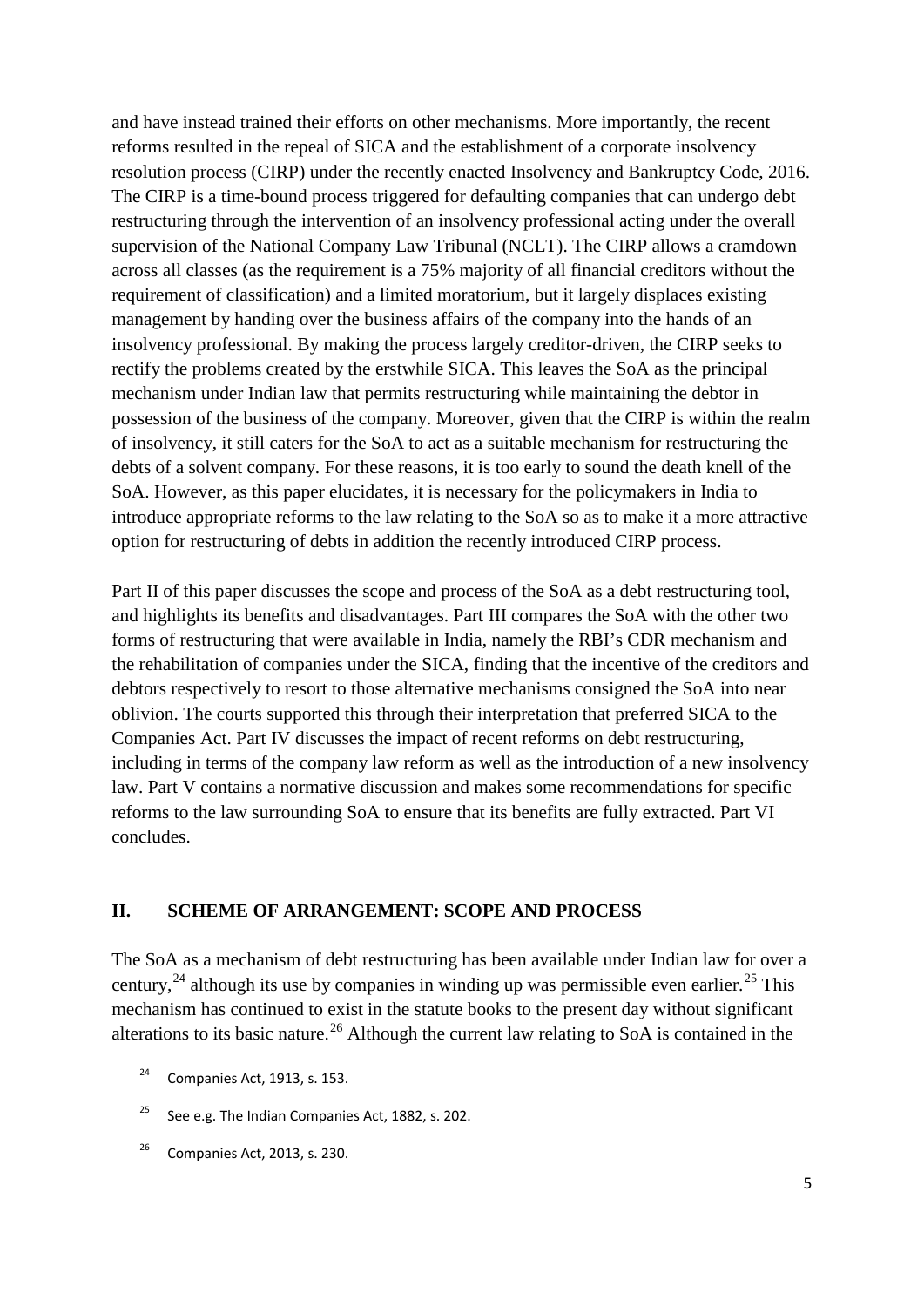and have instead trained their efforts on other mechanisms. More importantly, the recent reforms resulted in the repeal of SICA and the establishment of a corporate insolvency resolution process (CIRP) under the recently enacted Insolvency and Bankruptcy Code, 2016. The CIRP is a time-bound process triggered for defaulting companies that can undergo debt restructuring through the intervention of an insolvency professional acting under the overall supervision of the National Company Law Tribunal (NCLT). The CIRP allows a cramdown across all classes (as the requirement is a 75% majority of all financial creditors without the requirement of classification) and a limited moratorium, but it largely displaces existing management by handing over the business affairs of the company into the hands of an insolvency professional. By making the process largely creditor-driven, the CIRP seeks to rectify the problems created by the erstwhile SICA. This leaves the SoA as the principal mechanism under Indian law that permits restructuring while maintaining the debtor in possession of the business of the company. Moreover, given that the CIRP is within the realm of insolvency, it still caters for the SoA to act as a suitable mechanism for restructuring the debts of a solvent company. For these reasons, it is too early to sound the death knell of the SoA. However, as this paper elucidates, it is necessary for the policymakers in India to introduce appropriate reforms to the law relating to the SoA so as to make it a more attractive option for restructuring of debts in addition the recently introduced CIRP process.

Part II of this paper discusses the scope and process of the SoA as a debt restructuring tool, and highlights its benefits and disadvantages. Part III compares the SoA with the other two forms of restructuring that were available in India, namely the RBI's CDR mechanism and the rehabilitation of companies under the SICA, finding that the incentive of the creditors and debtors respectively to resort to those alternative mechanisms consigned the SoA into near oblivion. The courts supported this through their interpretation that preferred SICA to the Companies Act. Part IV discusses the impact of recent reforms on debt restructuring, including in terms of the company law reform as well as the introduction of a new insolvency law. Part V contains a normative discussion and makes some recommendations for specific reforms to the law surrounding SoA to ensure that its benefits are fully extracted. Part VI concludes.

## II. SCHEME OF ARRANGEMENT: SCOPE AND PROCESS

The SoA as a mechanism of debt restructuring has been available under Indian law for over a century,[24] although its use by companies in winding up was permissible even earlier.[25] This mechanism has continued to exist in the statute books to the present day without significant alterations to its basic nature.[26] Although the current law relating to SoA is contained in the

[24] Companies Act, 1913, s. 153.

[25] See e.g. The Indian Companies Act, 1882, s. 202.

[26] Companies Act, 2013, s. 230.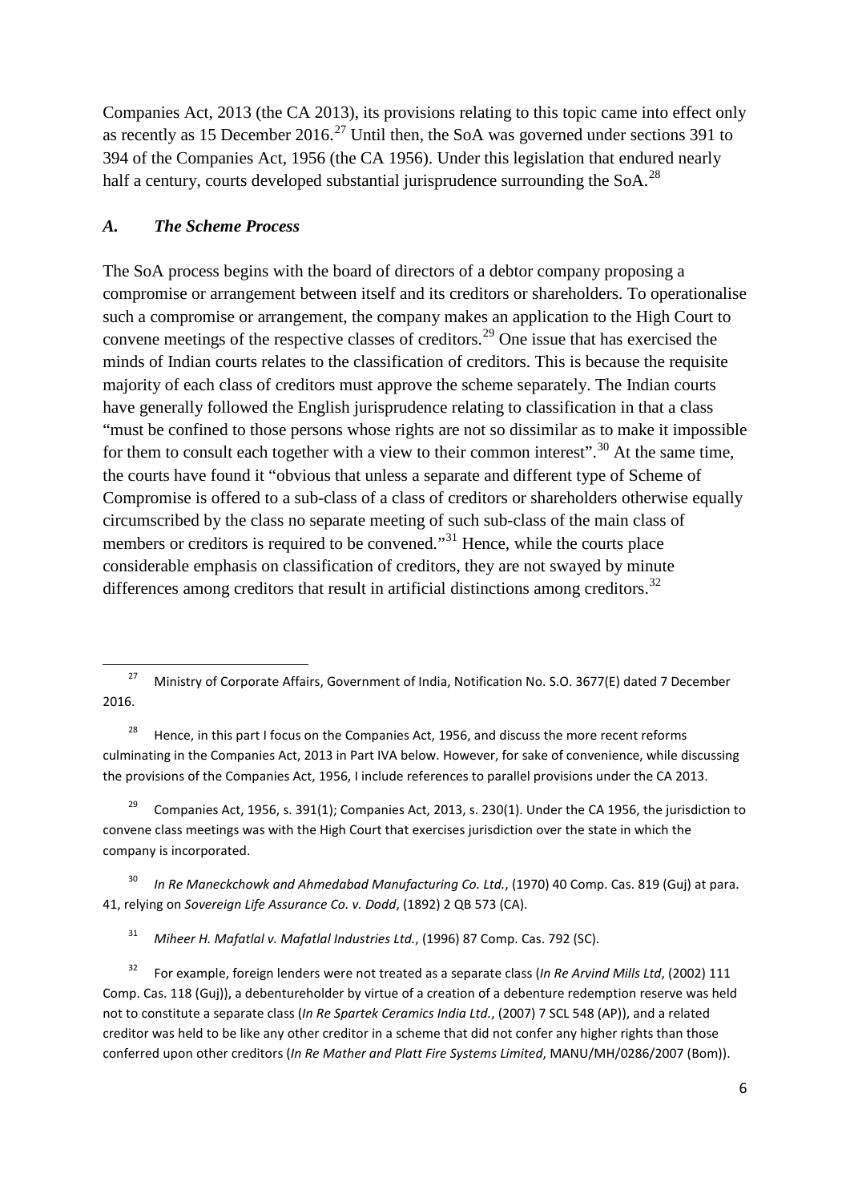Companies Act, 2013 (the CA 2013), its provisions relating to this topic came into effect only as recently as 15 December 2016.[27] Until then, the SoA was governed under sections 391 to 394 of the Companies Act, 1956 (the CA 1956). Under this legislation that endured nearly half a century, courts developed substantial jurisprudence surrounding the SoA.[28]

### *A. The Scheme Process*

The SoA process begins with the board of directors of a debtor company proposing a compromise or arrangement between itself and its creditors or shareholders. To operationalise such a compromise or arrangement, the company makes an application to the High Court to convene meetings of the respective classes of creditors.[29] One issue that has exercised the minds of Indian courts relates to the classification of creditors. This is because the requisite majority of each class of creditors must approve the scheme separately. The Indian courts have generally followed the English jurisprudence relating to classification in that a class "must be confined to those persons whose rights are not so dissimilar as to make it impossible for them to consult each together with a view to their common interest".[30] At the same time, the courts have found it "obvious that unless a separate and different type of Scheme of Compromise is offered to a sub-class of a class of creditors or shareholders otherwise equally circumscribed by the class no separate meeting of such sub-class of the main class of members or creditors is required to be convened."[31] Hence, while the courts place considerable emphasis on classification of creditors, they are not swayed by minute differences among creditors that result in artificial distinctions among creditors.[32]

---

[27] Ministry of Corporate Affairs, Government of India, Notification No. S.O. 3677(E) dated 7 December 2016.

[28] Hence, in this part I focus on the Companies Act, 1956, and discuss the more recent reforms culminating in the Companies Act, 2013 in Part IVA below. However, for sake of convenience, while discussing the provisions of the Companies Act, 1956, I include references to parallel provisions under the CA 2013.

[29] Companies Act, 1956, s. 391(1); Companies Act, 2013, s. 230(1). Under the CA 1956, the jurisdiction to convene class meetings was with the High Court that exercises jurisdiction over the state in which the company is incorporated.

[30] *In Re Maneckchowk and Ahmedabad Manufacturing Co. Ltd.*, (1970) 40 Comp. Cas. 819 (Guj) at para. 41, relying on *Sovereign Life Assurance Co. v. Dodd*, (1892) 2 QB 573 (CA).

[31] *Miheer H. Mafatlal v. Mafatlal Industries Ltd.*, (1996) 87 Comp. Cas. 792 (SC).

[32] For example, foreign lenders were not treated as a separate class (*In Re Arvind Mills Ltd*, (2002) 111 Comp. Cas. 118 (Guj)), a debentureholder by virtue of a creation of a debenture redemption reserve was held not to constitute a separate class (*In Re Spartek Ceramics India Ltd.*, (2007) 7 SCL 548 (AP)), and a related creditor was held to be like any other creditor in a scheme that did not confer any higher rights than those conferred upon other creditors (*In Re Mather and Platt Fire Systems Limited*, MANU/MH/0286/2007 (Bom)).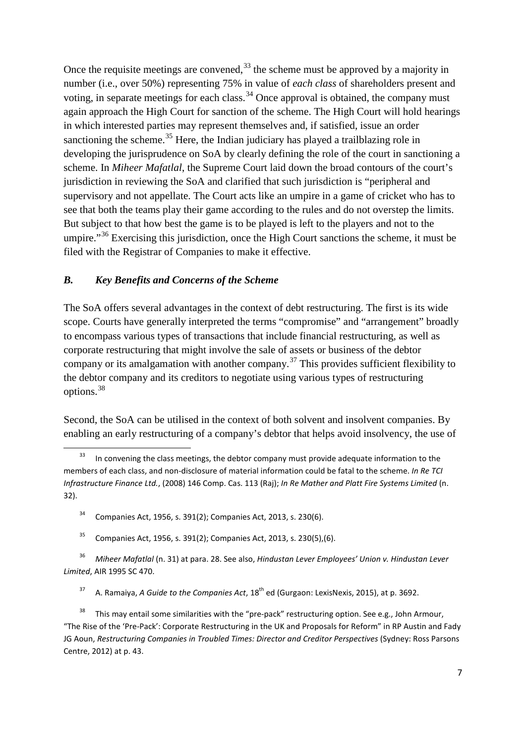Once the requisite meetings are convened,[33] the scheme must be approved by a majority in number (i.e., over 50%) representing 75% in value of *each class* of shareholders present and voting, in separate meetings for each class.[34] Once approval is obtained, the company must again approach the High Court for sanction of the scheme. The High Court will hold hearings in which interested parties may represent themselves and, if satisfied, issue an order sanctioning the scheme.[35] Here, the Indian judiciary has played a trailblazing role in developing the jurisprudence on SoA by clearly defining the role of the court in sanctioning a scheme. In *Miheer Mafatlal*, the Supreme Court laid down the broad contours of the court's jurisdiction in reviewing the SoA and clarified that such jurisdiction is "peripheral and supervisory and not appellate. The Court acts like an umpire in a game of cricket who has to see that both the teams play their game according to the rules and do not overstep the limits. But subject to that how best the game is to be played is left to the players and not to the umpire."[36] Exercising this jurisdiction, once the High Court sanctions the scheme, it must be filed with the Registrar of Companies to make it effective.

### *B. Key Benefits and Concerns of the Scheme*

The SoA offers several advantages in the context of debt restructuring. The first is its wide scope. Courts have generally interpreted the terms "compromise" and "arrangement" broadly to encompass various types of transactions that include financial restructuring, as well as corporate restructuring that might involve the sale of assets or business of the debtor company or its amalgamation with another company.[37] This provides sufficient flexibility to the debtor company and its creditors to negotiate using various types of restructuring options.[38]

Second, the SoA can be utilised in the context of both solvent and insolvent companies. By enabling an early restructuring of a company's debtor that helps avoid insolvency, the use of

---

[33] In convening the class meetings, the debtor company must provide adequate information to the members of each class, and non-disclosure of material information could be fatal to the scheme. *In Re TCI Infrastructure Finance Ltd.*, (2008) 146 Comp. Cas. 113 (Raj); *In Re Mather and Platt Fire Systems Limited* (n. 32).

[34] Companies Act, 1956, s. 391(2); Companies Act, 2013, s. 230(6).

[35] Companies Act, 1956, s. 391(2); Companies Act, 2013, s. 230(5),(6).

[36] *Miheer Mafatlal* (n. 31) at para. 28. See also, *Hindustan Lever Employees' Union v. Hindustan Lever Limited*, AIR 1995 SC 470.

[37] A. Ramaiya, *A Guide to the Companies Act*, 18th ed (Gurgaon: LexisNexis, 2015), at p. 3692.

[38] This may entail some similarities with the "pre-pack" restructuring option. See e.g., John Armour, "The Rise of the 'Pre-Pack': Corporate Restructuring in the UK and Proposals for Reform" in RP Austin and Fady JG Aoun, *Restructuring Companies in Troubled Times: Director and Creditor Perspectives* (Sydney: Ross Parsons Centre, 2012) at p. 43.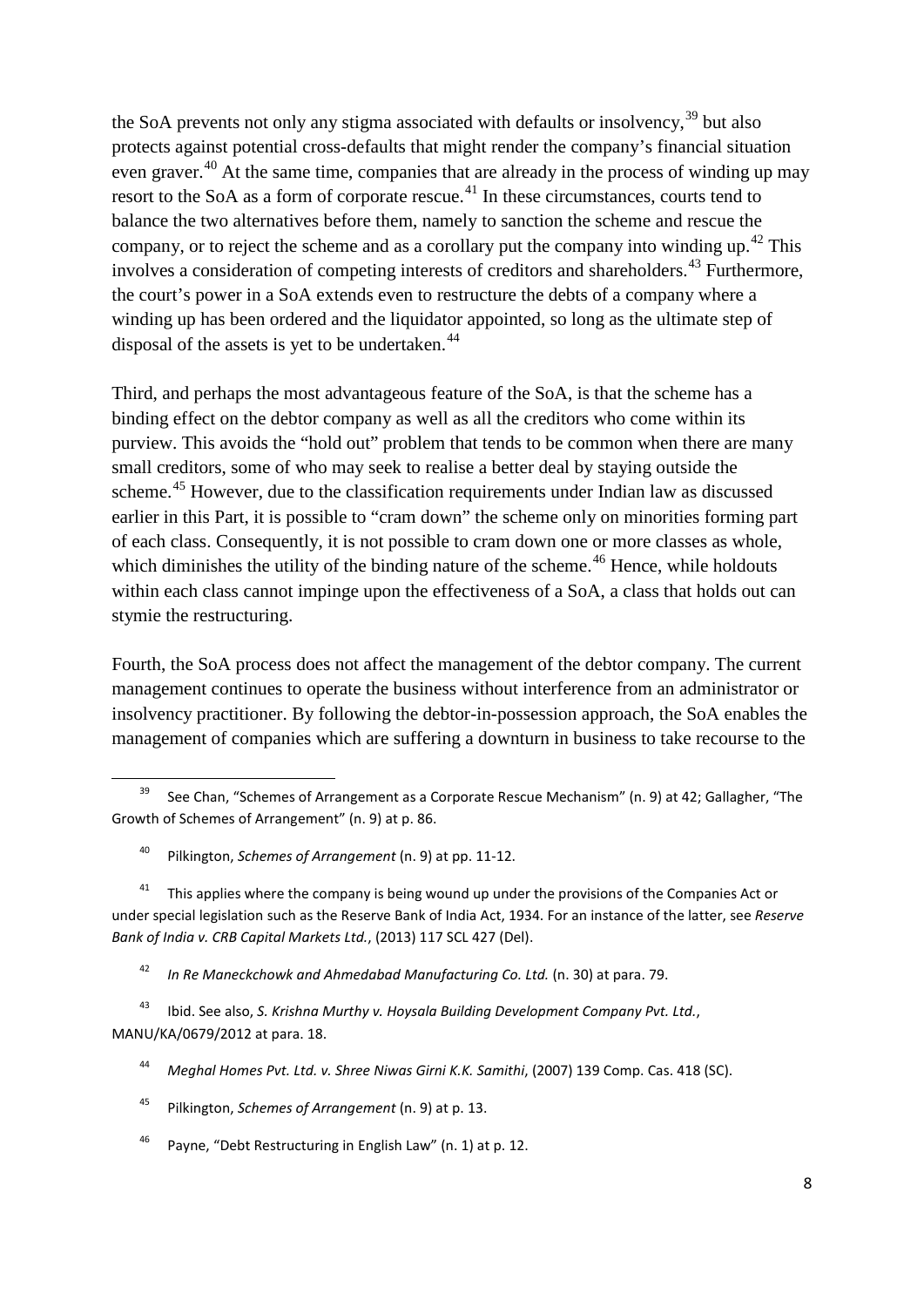the SoA prevents not only any stigma associated with defaults or insolvency,[39] but also protects against potential cross-defaults that might render the company's financial situation even graver.[40] At the same time, companies that are already in the process of winding up may resort to the SoA as a form of corporate rescue.[41] In these circumstances, courts tend to balance the two alternatives before them, namely to sanction the scheme and rescue the company, or to reject the scheme and as a corollary put the company into winding up.[42] This involves a consideration of competing interests of creditors and shareholders.[43] Furthermore, the court's power in a SoA extends even to restructure the debts of a company where a winding up has been ordered and the liquidator appointed, so long as the ultimate step of disposal of the assets is yet to be undertaken.[44]

Third, and perhaps the most advantageous feature of the SoA, is that the scheme has a binding effect on the debtor company as well as all the creditors who come within its purview. This avoids the "hold out" problem that tends to be common when there are many small creditors, some of who may seek to realise a better deal by staying outside the scheme.[45] However, due to the classification requirements under Indian law as discussed earlier in this Part, it is possible to "cram down" the scheme only on minorities forming part of each class. Consequently, it is not possible to cram down one or more classes as whole, which diminishes the utility of the binding nature of the scheme.[46] Hence, while holdouts within each class cannot impinge upon the effectiveness of a SoA, a class that holds out can stymie the restructuring.

Fourth, the SoA process does not affect the management of the debtor company. The current management continues to operate the business without interference from an administrator or insolvency practitioner. By following the debtor-in-possession approach, the SoA enables the management of companies which are suffering a downturn in business to take recourse to the

---

[39] See Chan, "Schemes of Arrangement as a Corporate Rescue Mechanism" (n. 9) at 42; Gallagher, "The Growth of Schemes of Arrangement" (n. 9) at p. 86.

[40] Pilkington, *Schemes of Arrangement* (n. 9) at pp. 11-12.

[41] This applies where the company is being wound up under the provisions of the Companies Act or under special legislation such as the Reserve Bank of India Act, 1934. For an instance of the latter, see *Reserve Bank of India v. CRB Capital Markets Ltd.*, (2013) 117 SCL 427 (Del).

[42] *In Re Maneckchowk and Ahmedabad Manufacturing Co. Ltd.* (n. 30) at para. 79.

[43] Ibid. See also, *S. Krishna Murthy v. Hoysala Building Development Company Pvt. Ltd.*, MANU/KA/0679/2012 at para. 18.

[44] *Meghal Homes Pvt. Ltd. v. Shree Niwas Girni K.K. Samithi*, (2007) 139 Comp. Cas. 418 (SC).

[45] Pilkington, *Schemes of Arrangement* (n. 9) at p. 13.

[46] Payne, "Debt Restructuring in English Law" (n. 1) at p. 12.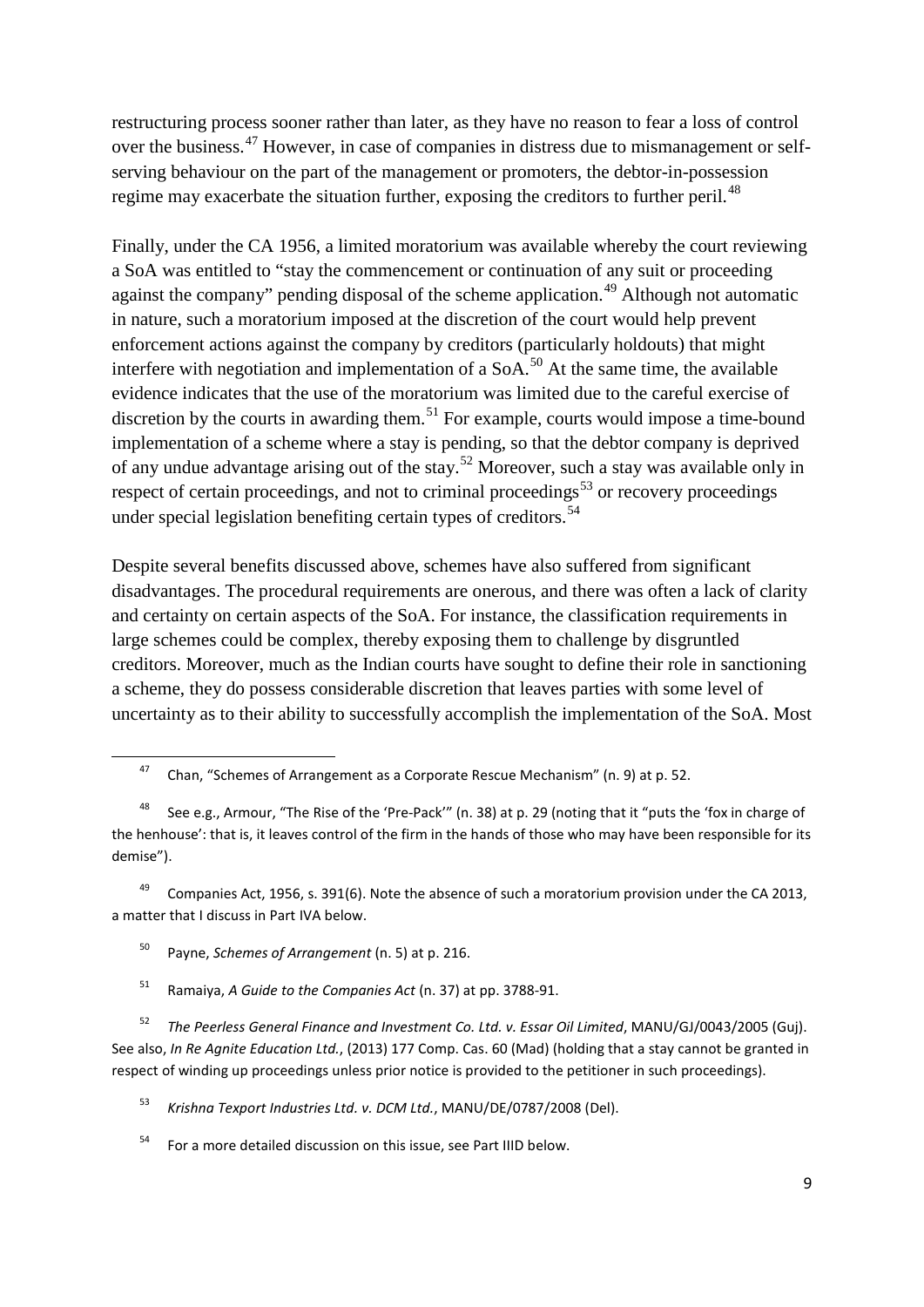restructuring process sooner rather than later, as they have no reason to fear a loss of control over the business.[47] However, in case of companies in distress due to mismanagement or self-serving behaviour on the part of the management or promoters, the debtor-in-possession regime may exacerbate the situation further, exposing the creditors to further peril.[48]

Finally, under the CA 1956, a limited moratorium was available whereby the court reviewing a SoA was entitled to "stay the commencement or continuation of any suit or proceeding against the company" pending disposal of the scheme application.[49] Although not automatic in nature, such a moratorium imposed at the discretion of the court would help prevent enforcement actions against the company by creditors (particularly holdouts) that might interfere with negotiation and implementation of a SoA.[50] At the same time, the available evidence indicates that the use of the moratorium was limited due to the careful exercise of discretion by the courts in awarding them.[51] For example, courts would impose a time-bound implementation of a scheme where a stay is pending, so that the debtor company is deprived of any undue advantage arising out of the stay.[52] Moreover, such a stay was available only in respect of certain proceedings, and not to criminal proceedings[53] or recovery proceedings under special legislation benefiting certain types of creditors.[54]

Despite several benefits discussed above, schemes have also suffered from significant disadvantages. The procedural requirements are onerous, and there was often a lack of clarity and certainty on certain aspects of the SoA. For instance, the classification requirements in large schemes could be complex, thereby exposing them to challenge by disgruntled creditors. Moreover, much as the Indian courts have sought to define their role in sanctioning a scheme, they do possess considerable discretion that leaves parties with some level of uncertainty as to their ability to successfully accomplish the implementation of the SoA. Most

---

[47] Chan, "Schemes of Arrangement as a Corporate Rescue Mechanism" (n. 9) at p. 52.

[48] See e.g., Armour, "The Rise of the 'Pre-Pack'" (n. 38) at p. 29 (noting that it "puts the 'fox in charge of the henhouse': that is, it leaves control of the firm in the hands of those who may have been responsible for its demise").

[49] Companies Act, 1956, s. 391(6). Note the absence of such a moratorium provision under the CA 2013, a matter that I discuss in Part IVA below.

[50] Payne, *Schemes of Arrangement* (n. 5) at p. 216.

[51] Ramaiya, *A Guide to the Companies Act* (n. 37) at pp. 3788-91.

[52] *The Peerless General Finance and Investment Co. Ltd. v. Essar Oil Limited*, MANU/GJ/0043/2005 (Guj). See also, *In Re Agnite Education Ltd.*, (2013) 177 Comp. Cas. 60 (Mad) (holding that a stay cannot be granted in respect of winding up proceedings unless prior notice is provided to the petitioner in such proceedings).

[53] *Krishna Texport Industries Ltd. v. DCM Ltd.*, MANU/DE/0787/2008 (Del).

[54] For a more detailed discussion on this issue, see Part IIID below.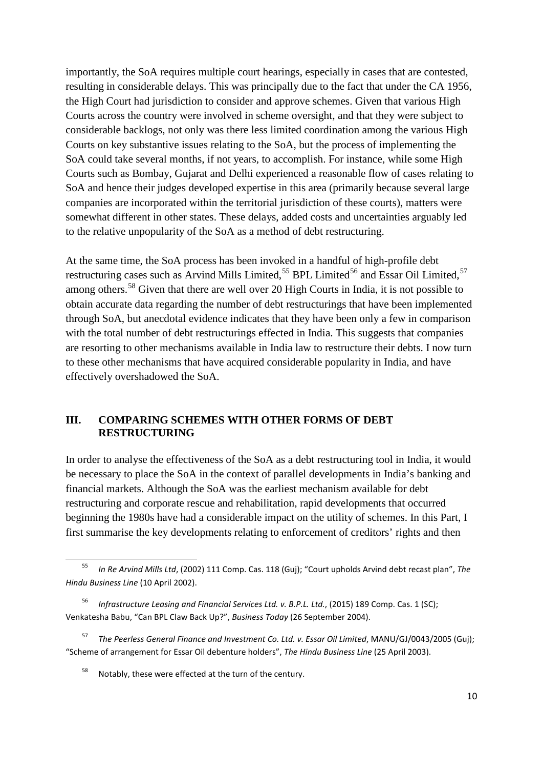importantly, the SoA requires multiple court hearings, especially in cases that are contested, resulting in considerable delays. This was principally due to the fact that under the CA 1956, the High Court had jurisdiction to consider and approve schemes. Given that various High Courts across the country were involved in scheme oversight, and that they were subject to considerable backlogs, not only was there less limited coordination among the various High Courts on key substantive issues relating to the SoA, but the process of implementing the SoA could take several months, if not years, to accomplish. For instance, while some High Courts such as Bombay, Gujarat and Delhi experienced a reasonable flow of cases relating to SoA and hence their judges developed expertise in this area (primarily because several large companies are incorporated within the territorial jurisdiction of these courts), matters were somewhat different in other states. These delays, added costs and uncertainties arguably led to the relative unpopularity of the SoA as a method of debt restructuring.

At the same time, the SoA process has been invoked in a handful of high-profile debt restructuring cases such as Arvind Mills Limited,[55] BPL Limited[56] and Essar Oil Limited,[57] among others.[58] Given that there are well over 20 High Courts in India, it is not possible to obtain accurate data regarding the number of debt restructurings that have been implemented through SoA, but anecdotal evidence indicates that they have been only a few in comparison with the total number of debt restructurings effected in India. This suggests that companies are resorting to other mechanisms available in India law to restructure their debts. I now turn to these other mechanisms that have acquired considerable popularity in India, and have effectively overshadowed the SoA.

## III. COMPARING SCHEMES WITH OTHER FORMS OF DEBT RESTRUCTURING

In order to analyse the effectiveness of the SoA as a debt restructuring tool in India, it would be necessary to place the SoA in the context of parallel developments in India's banking and financial markets. Although the SoA was the earliest mechanism available for debt restructuring and corporate rescue and rehabilitation, rapid developments that occurred beginning the 1980s have had a considerable impact on the utility of schemes. In this Part, I first summarise the key developments relating to enforcement of creditors' rights and then

---

[55] *In Re Arvind Mills Ltd*, (2002) 111 Comp. Cas. 118 (Guj); "Court upholds Arvind debt recast plan", *The Hindu Business Line* (10 April 2002).

[56] *Infrastructure Leasing and Financial Services Ltd. v. B.P.L. Ltd.*, (2015) 189 Comp. Cas. 1 (SC); Venkatesha Babu, "Can BPL Claw Back Up?", *Business Today* (26 September 2004).

[57] *The Peerless General Finance and Investment Co. Ltd. v. Essar Oil Limited*, MANU/GJ/0043/2005 (Guj); "Scheme of arrangement for Essar Oil debenture holders", *The Hindu Business Line* (25 April 2003).

[58] Notably, these were effected at the turn of the century.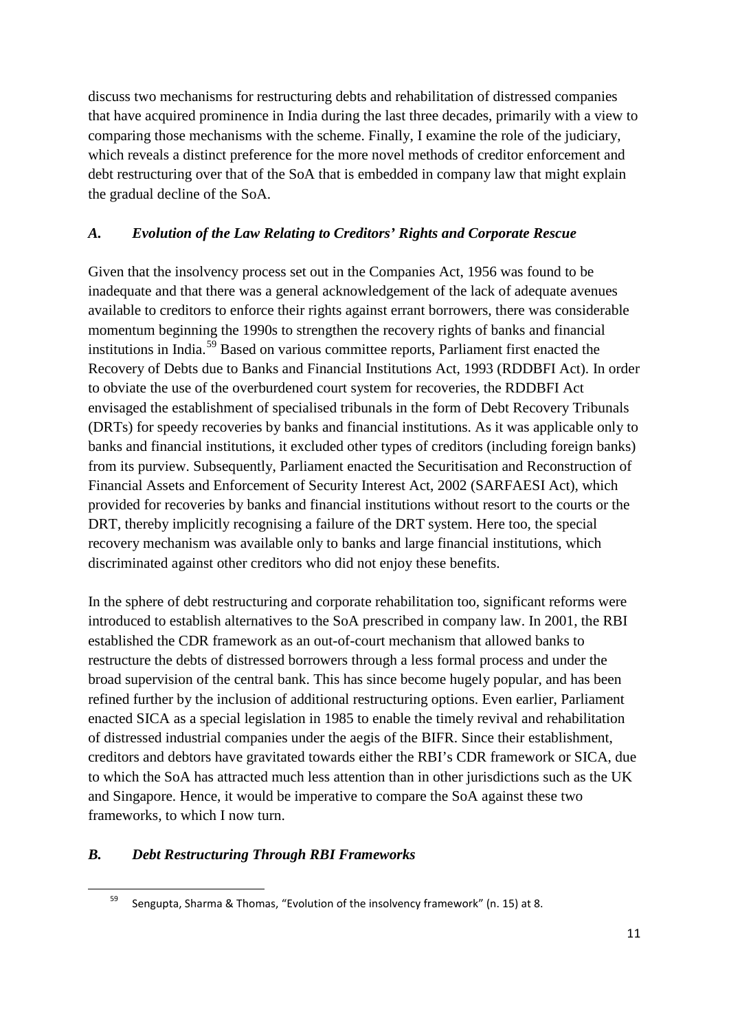discuss two mechanisms for restructuring debts and rehabilitation of distressed companies that have acquired prominence in India during the last three decades, primarily with a view to comparing those mechanisms with the scheme. Finally, I examine the role of the judiciary, which reveals a distinct preference for the more novel methods of creditor enforcement and debt restructuring over that of the SoA that is embedded in company law that might explain the gradual decline of the SoA.

### *A. Evolution of the Law Relating to Creditors' Rights and Corporate Rescue*

Given that the insolvency process set out in the Companies Act, 1956 was found to be inadequate and that there was a general acknowledgement of the lack of adequate avenues available to creditors to enforce their rights against errant borrowers, there was considerable momentum beginning the 1990s to strengthen the recovery rights of banks and financial institutions in India.[59] Based on various committee reports, Parliament first enacted the Recovery of Debts due to Banks and Financial Institutions Act, 1993 (RDDBFI Act). In order to obviate the use of the overburdened court system for recoveries, the RDDBFI Act envisaged the establishment of specialised tribunals in the form of Debt Recovery Tribunals (DRTs) for speedy recoveries by banks and financial institutions. As it was applicable only to banks and financial institutions, it excluded other types of creditors (including foreign banks) from its purview. Subsequently, Parliament enacted the Securitisation and Reconstruction of Financial Assets and Enforcement of Security Interest Act, 2002 (SARFAESI Act), which provided for recoveries by banks and financial institutions without resort to the courts or the DRT, thereby implicitly recognising a failure of the DRT system. Here too, the special recovery mechanism was available only to banks and large financial institutions, which discriminated against other creditors who did not enjoy these benefits.

In the sphere of debt restructuring and corporate rehabilitation too, significant reforms were introduced to establish alternatives to the SoA prescribed in company law. In 2001, the RBI established the CDR framework as an out-of-court mechanism that allowed banks to restructure the debts of distressed borrowers through a less formal process and under the broad supervision of the central bank. This has since become hugely popular, and has been refined further by the inclusion of additional restructuring options. Even earlier, Parliament enacted SICA as a special legislation in 1985 to enable the timely revival and rehabilitation of distressed industrial companies under the aegis of the BIFR. Since their establishment, creditors and debtors have gravitated towards either the RBI's CDR framework or SICA, due to which the SoA has attracted much less attention than in other jurisdictions such as the UK and Singapore. Hence, it would be imperative to compare the SoA against these two frameworks, to which I now turn.

### *B. Debt Restructuring Through RBI Frameworks*

---

[59] Sengupta, Sharma & Thomas, "Evolution of the insolvency framework" (n. 15) at 8.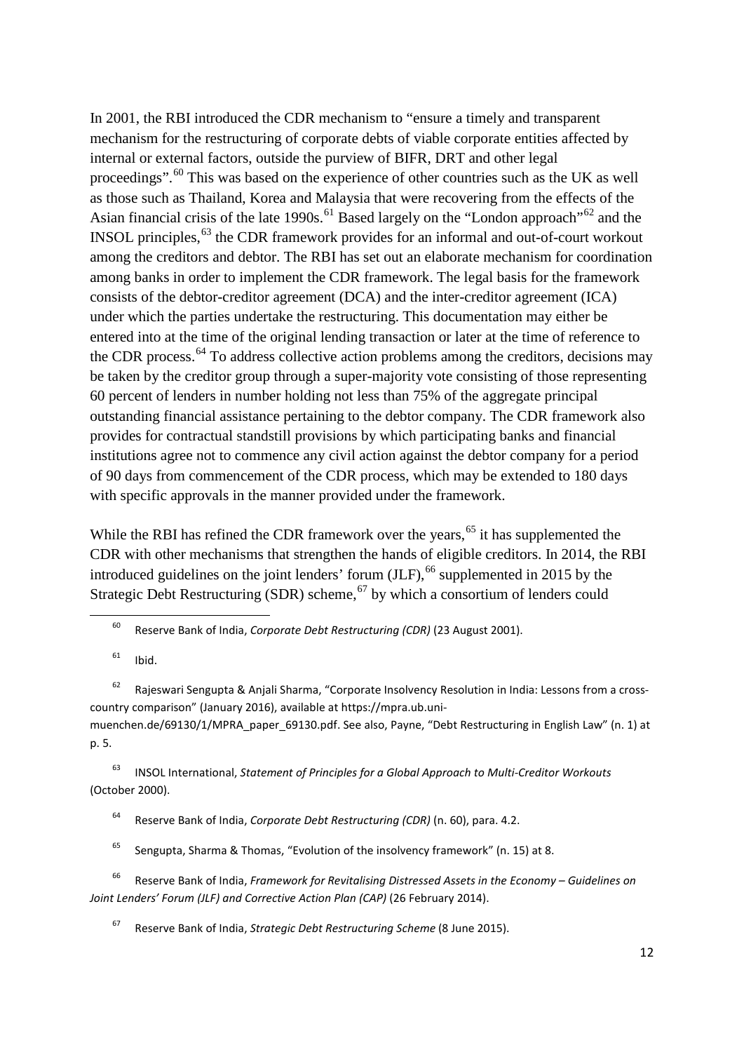In 2001, the RBI introduced the CDR mechanism to "ensure a timely and transparent mechanism for the restructuring of corporate debts of viable corporate entities affected by internal or external factors, outside the purview of BIFR, DRT and other legal proceedings".[60] This was based on the experience of other countries such as the UK as well as those such as Thailand, Korea and Malaysia that were recovering from the effects of the Asian financial crisis of the late 1990s.[61] Based largely on the "London approach"[62] and the INSOL principles,[63] the CDR framework provides for an informal and out-of-court workout among the creditors and debtor. The RBI has set out an elaborate mechanism for coordination among banks in order to implement the CDR framework. The legal basis for the framework consists of the debtor-creditor agreement (DCA) and the inter-creditor agreement (ICA) under which the parties undertake the restructuring. This documentation may either be entered into at the time of the original lending transaction or later at the time of reference to the CDR process.[64] To address collective action problems among the creditors, decisions may be taken by the creditor group through a super-majority vote consisting of those representing 60 percent of lenders in number holding not less than 75% of the aggregate principal outstanding financial assistance pertaining to the debtor company. The CDR framework also provides for contractual standstill provisions by which participating banks and financial institutions agree not to commence any civil action against the debtor company for a period of 90 days from commencement of the CDR process, which may be extended to 180 days with specific approvals in the manner provided under the framework.

While the RBI has refined the CDR framework over the years,[65] it has supplemented the CDR with other mechanisms that strengthen the hands of eligible creditors. In 2014, the RBI introduced guidelines on the joint lenders' forum (JLF),[66] supplemented in 2015 by the Strategic Debt Restructuring (SDR) scheme,[67] by which a consortium of lenders could

---

[60] Reserve Bank of India, *Corporate Debt Restructuring (CDR)* (23 August 2001).

[61] Ibid.

[62] Rajeswari Sengupta & Anjali Sharma, "Corporate Insolvency Resolution in India: Lessons from a cross-country comparison" (January 2016), available at https://mpra.ub.uni-muenchen.de/69130/1/MPRA_paper_69130.pdf. See also, Payne, "Debt Restructuring in English Law" (n. 1) at p. 5.

[63] INSOL International, *Statement of Principles for a Global Approach to Multi-Creditor Workouts* (October 2000).

[64] Reserve Bank of India, *Corporate Debt Restructuring (CDR)* (n. 60), para. 4.2.

[65] Sengupta, Sharma & Thomas, "Evolution of the insolvency framework" (n. 15) at 8.

[66] Reserve Bank of India, *Framework for Revitalising Distressed Assets in the Economy – Guidelines on Joint Lenders' Forum (JLF) and Corrective Action Plan (CAP)* (26 February 2014).

[67] Reserve Bank of India, *Strategic Debt Restructuring Scheme* (8 June 2015).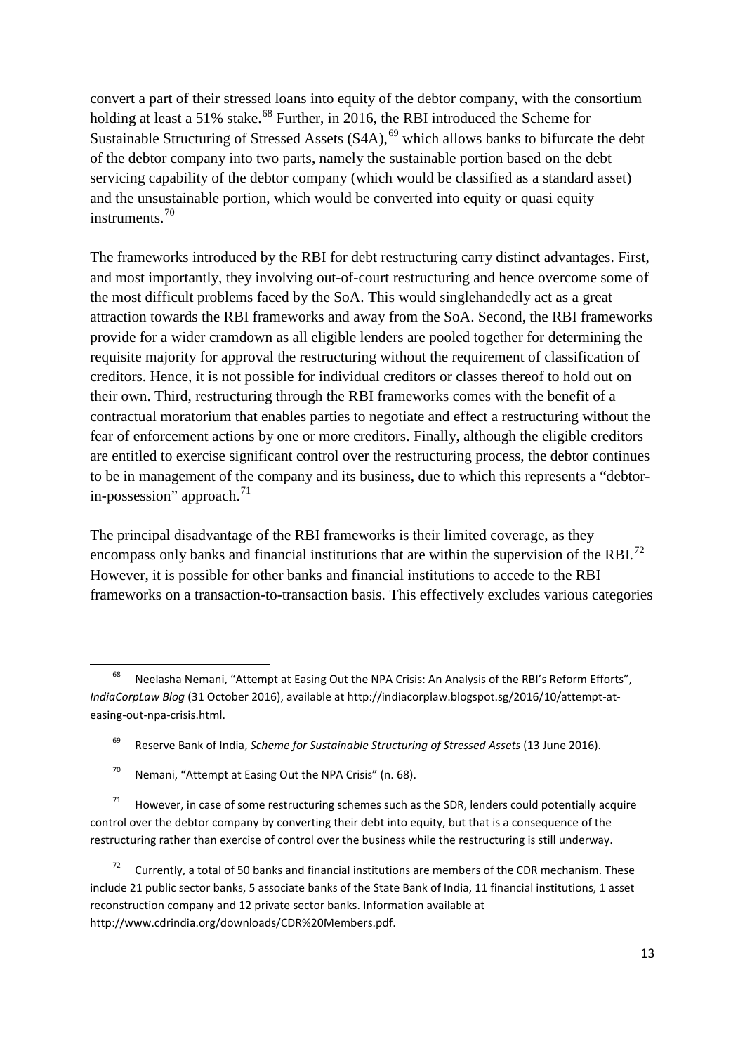convert a part of their stressed loans into equity of the debtor company, with the consortium holding at least a 51% stake.[68] Further, in 2016, the RBI introduced the Scheme for Sustainable Structuring of Stressed Assets (S4A),[69] which allows banks to bifurcate the debt of the debtor company into two parts, namely the sustainable portion based on the debt servicing capability of the debtor company (which would be classified as a standard asset) and the unsustainable portion, which would be converted into equity or quasi equity instruments.[70]

The frameworks introduced by the RBI for debt restructuring carry distinct advantages. First, and most importantly, they involving out-of-court restructuring and hence overcome some of the most difficult problems faced by the SoA. This would singlehandedly act as a great attraction towards the RBI frameworks and away from the SoA. Second, the RBI frameworks provide for a wider cramdown as all eligible lenders are pooled together for determining the requisite majority for approval the restructuring without the requirement of classification of creditors. Hence, it is not possible for individual creditors or classes thereof to hold out on their own. Third, restructuring through the RBI frameworks comes with the benefit of a contractual moratorium that enables parties to negotiate and effect a restructuring without the fear of enforcement actions by one or more creditors. Finally, although the eligible creditors are entitled to exercise significant control over the restructuring process, the debtor continues to be in management of the company and its business, due to which this represents a "debtor-in-possession" approach.[71]

The principal disadvantage of the RBI frameworks is their limited coverage, as they encompass only banks and financial institutions that are within the supervision of the RBI.[72] However, it is possible for other banks and financial institutions to accede to the RBI frameworks on a transaction-to-transaction basis. This effectively excludes various categories

---

[68] Neelasha Nemani, "Attempt at Easing Out the NPA Crisis: An Analysis of the RBI's Reform Efforts", *IndiaCorpLaw Blog* (31 October 2016), available at http://indiacorplaw.blogspot.sg/2016/10/attempt-at-easing-out-npa-crisis.html.

[69] Reserve Bank of India, *Scheme for Sustainable Structuring of Stressed Assets* (13 June 2016).

[70] Nemani, "Attempt at Easing Out the NPA Crisis" (n. 68).

[71] However, in case of some restructuring schemes such as the SDR, lenders could potentially acquire control over the debtor company by converting their debt into equity, but that is a consequence of the restructuring rather than exercise of control over the business while the restructuring is still underway.

[72] Currently, a total of 50 banks and financial institutions are members of the CDR mechanism. These include 21 public sector banks, 5 associate banks of the State Bank of India, 11 financial institutions, 1 asset reconstruction company and 12 private sector banks. Information available at http://www.cdrindia.org/downloads/CDR%20Members.pdf.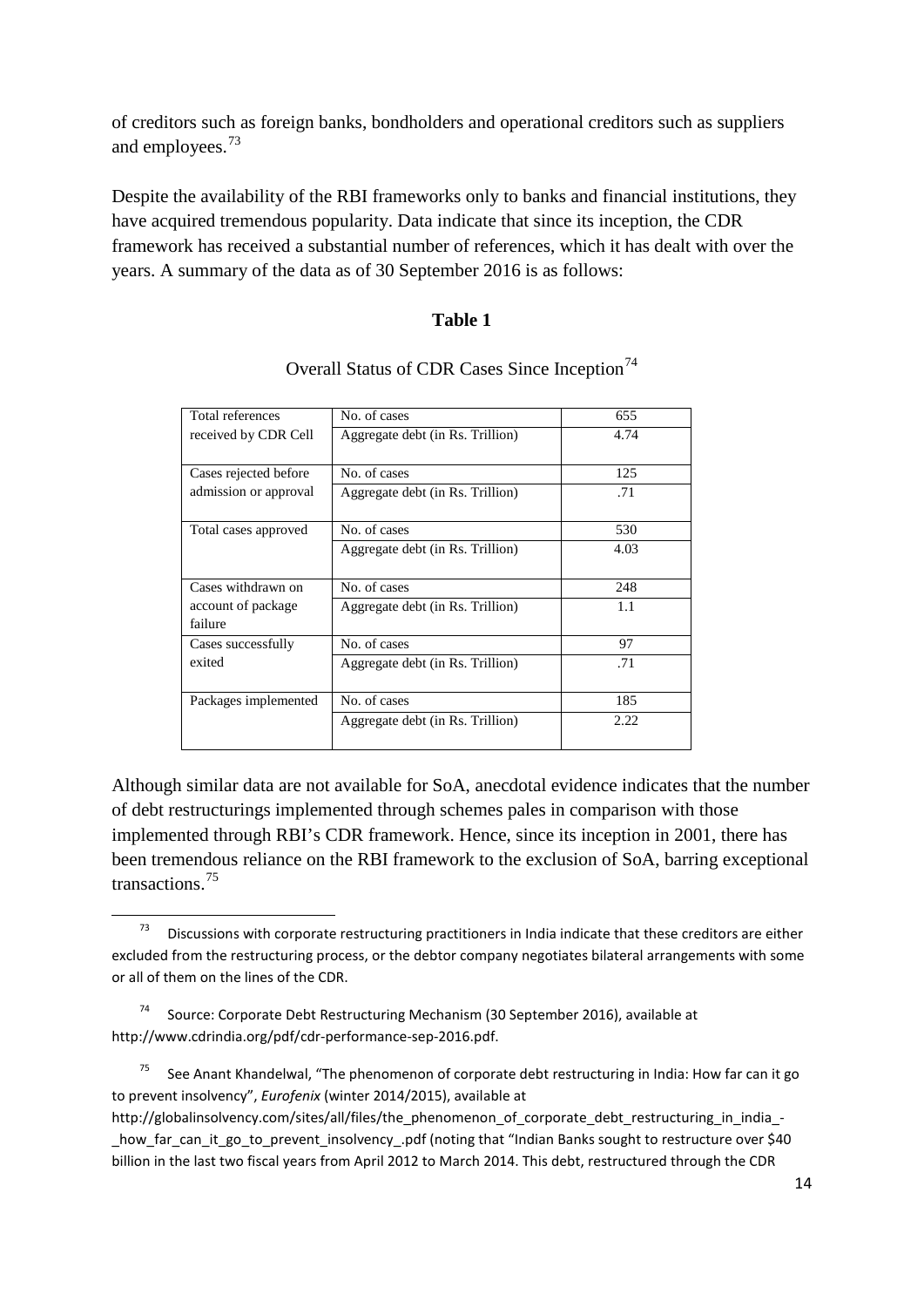of creditors such as foreign banks, bondholders and operational creditors such as suppliers and employees.[73]

Despite the availability of the RBI frameworks only to banks and financial institutions, they have acquired tremendous popularity. Data indicate that since its inception, the CDR framework has received a substantial number of references, which it has dealt with over the years. A summary of the data as of 30 September 2016 is as follows:

**Table 1**

Overall Status of CDR Cases Since Inception[74]

| | | |
|---|---|---|
| Total references received by CDR Cell | No. of cases | 655 |
| | Aggregate debt (in Rs. Trillion) | 4.74 |
| Cases rejected before admission or approval | No. of cases | 125 |
| | Aggregate debt (in Rs. Trillion) | .71 |
| Total cases approved | No. of cases | 530 |
| | Aggregate debt (in Rs. Trillion) | 4.03 |
| Cases withdrawn on account of package failure | No. of cases | 248 |
| | Aggregate debt (in Rs. Trillion) | 1.1 |
| Cases successfully exited | No. of cases | 97 |
| | Aggregate debt (in Rs. Trillion) | .71 |
| Packages implemented | No. of cases | 185 |
| | Aggregate debt (in Rs. Trillion) | 2.22 |

Although similar data are not available for SoA, anecdotal evidence indicates that the number of debt restructurings implemented through schemes pales in comparison with those implemented through RBI's CDR framework. Hence, since its inception in 2001, there has been tremendous reliance on the RBI framework to the exclusion of SoA, barring exceptional transactions.[75]

---

[73] Discussions with corporate restructuring practitioners in India indicate that these creditors are either excluded from the restructuring process, or the debtor company negotiates bilateral arrangements with some or all of them on the lines of the CDR.

[74] Source: Corporate Debt Restructuring Mechanism (30 September 2016), available at http://www.cdrindia.org/pdf/cdr-performance-sep-2016.pdf.

[75] See Anant Khandelwal, "The phenomenon of corporate debt restructuring in India: How far can it go to prevent insolvency", *Eurofenix* (winter 2014/2015), available at http://globalinsolvency.com/sites/all/files/the_phenomenon_of_corporate_debt_restructuring_in_india_-_how_far_can_it_go_to_prevent_insolvency_.pdf (noting that "Indian Banks sought to restructure over $40 billion in the last two fiscal years from April 2012 to March 2014. This debt, restructured through the CDR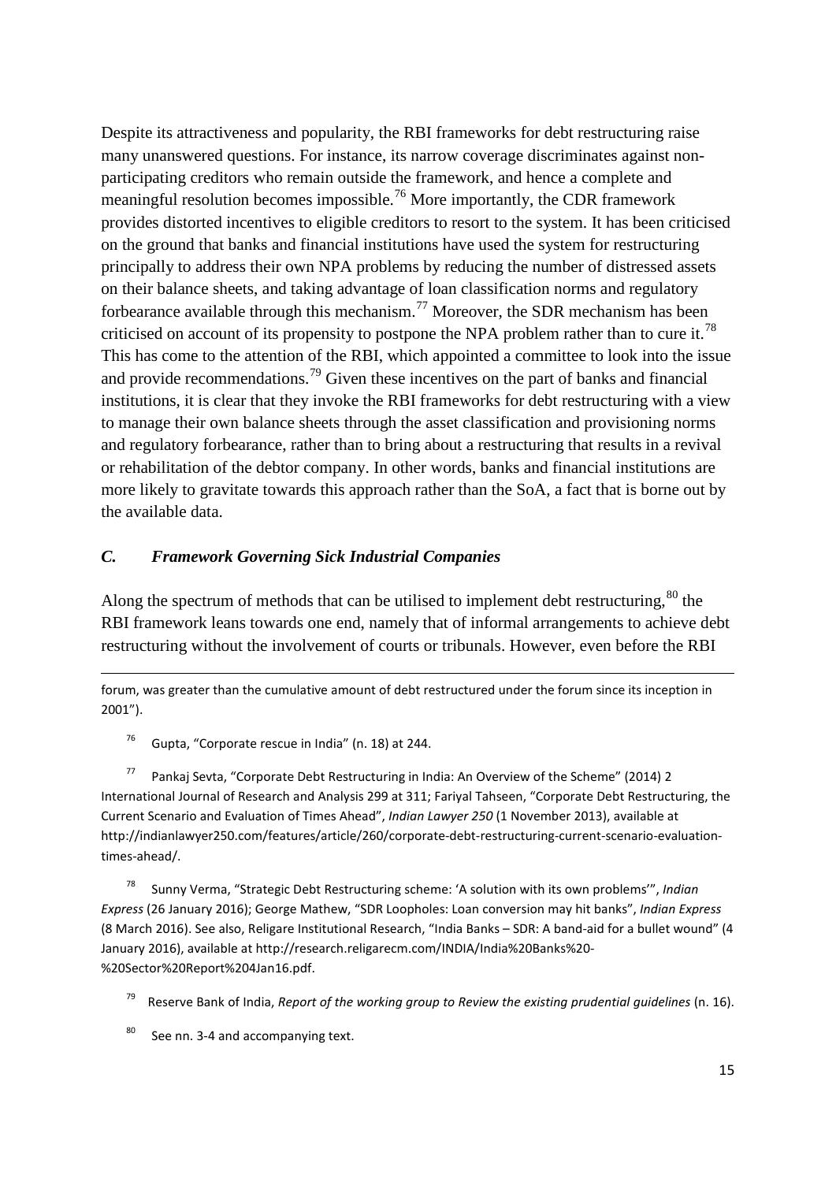Despite its attractiveness and popularity, the RBI frameworks for debt restructuring raise many unanswered questions. For instance, its narrow coverage discriminates against non-participating creditors who remain outside the framework, and hence a complete and meaningful resolution becomes impossible.[76] More importantly, the CDR framework provides distorted incentives to eligible creditors to resort to the system. It has been criticised on the ground that banks and financial institutions have used the system for restructuring principally to address their own NPA problems by reducing the number of distressed assets on their balance sheets, and taking advantage of loan classification norms and regulatory forbearance available through this mechanism.[77] Moreover, the SDR mechanism has been criticised on account of its propensity to postpone the NPA problem rather than to cure it.[78] This has come to the attention of the RBI, which appointed a committee to look into the issue and provide recommendations.[79] Given these incentives on the part of banks and financial institutions, it is clear that they invoke the RBI frameworks for debt restructuring with a view to manage their own balance sheets through the asset classification and provisioning norms and regulatory forbearance, rather than to bring about a restructuring that results in a revival or rehabilitation of the debtor company. In other words, banks and financial institutions are more likely to gravitate towards this approach rather than the SoA, a fact that is borne out by the available data.

### *C. Framework Governing Sick Industrial Companies*

Along the spectrum of methods that can be utilised to implement debt restructuring,[80] the RBI framework leans towards one end, namely that of informal arrangements to achieve debt restructuring without the involvement of courts or tribunals. However, even before the RBI

---

forum, was greater than the cumulative amount of debt restructured under the forum since its inception in 2001").

[76] Gupta, "Corporate rescue in India" (n. 18) at 244.

[77] Pankaj Sevta, "Corporate Debt Restructuring in India: An Overview of the Scheme" (2014) 2 International Journal of Research and Analysis 299 at 311; Fariyal Tahseen, "Corporate Debt Restructuring, the Current Scenario and Evaluation of Times Ahead", *Indian Lawyer 250* (1 November 2013), available at http://indianlawyer250.com/features/article/260/corporate-debt-restructuring-current-scenario-evaluation-times-ahead/.

[78] Sunny Verma, "Strategic Debt Restructuring scheme: 'A solution with its own problems'", *Indian Express* (26 January 2016); George Mathew, "SDR Loopholes: Loan conversion may hit banks", *Indian Express* (8 March 2016). See also, Religare Institutional Research, "India Banks – SDR: A band-aid for a bullet wound" (4 January 2016), available at http://research.religarecm.com/INDIA/India%20Banks%20-%20Sector%20Report%204Jan16.pdf.

[79] Reserve Bank of India, *Report of the working group to Review the existing prudential guidelines* (n. 16).

[80] See nn. 3-4 and accompanying text.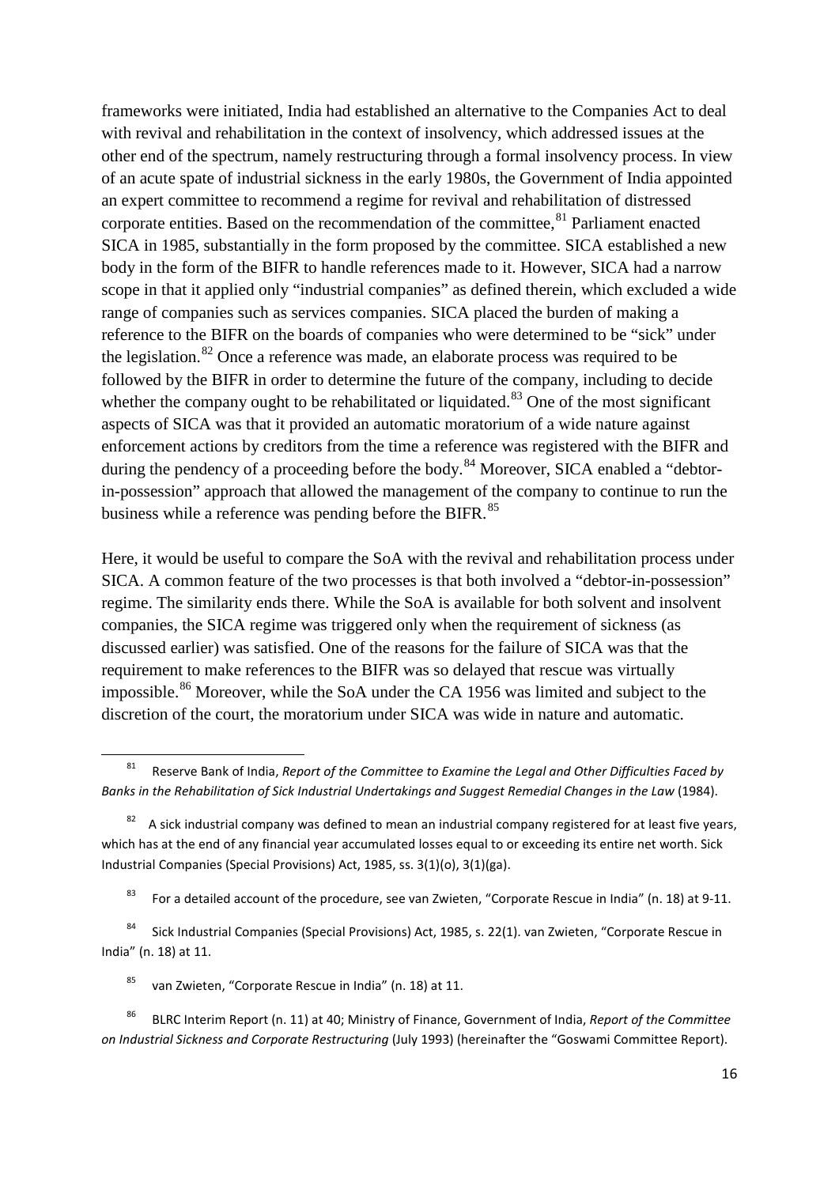frameworks were initiated, India had established an alternative to the Companies Act to deal with revival and rehabilitation in the context of insolvency, which addressed issues at the other end of the spectrum, namely restructuring through a formal insolvency process. In view of an acute spate of industrial sickness in the early 1980s, the Government of India appointed an expert committee to recommend a regime for revival and rehabilitation of distressed corporate entities. Based on the recommendation of the committee,[81] Parliament enacted SICA in 1985, substantially in the form proposed by the committee. SICA established a new body in the form of the BIFR to handle references made to it. However, SICA had a narrow scope in that it applied only "industrial companies" as defined therein, which excluded a wide range of companies such as services companies. SICA placed the burden of making a reference to the BIFR on the boards of companies who were determined to be "sick" under the legislation.[82] Once a reference was made, an elaborate process was required to be followed by the BIFR in order to determine the future of the company, including to decide whether the company ought to be rehabilitated or liquidated.[83] One of the most significant aspects of SICA was that it provided an automatic moratorium of a wide nature against enforcement actions by creditors from the time a reference was registered with the BIFR and during the pendency of a proceeding before the body.[84] Moreover, SICA enabled a "debtor-in-possession" approach that allowed the management of the company to continue to run the business while a reference was pending before the BIFR.[85]

Here, it would be useful to compare the SoA with the revival and rehabilitation process under SICA. A common feature of the two processes is that both involved a "debtor-in-possession" regime. The similarity ends there. While the SoA is available for both solvent and insolvent companies, the SICA regime was triggered only when the requirement of sickness (as discussed earlier) was satisfied. One of the reasons for the failure of SICA was that the requirement to make references to the BIFR was so delayed that rescue was virtually impossible.[86] Moreover, while the SoA under the CA 1956 was limited and subject to the discretion of the court, the moratorium under SICA was wide in nature and automatic.

---

[81] Reserve Bank of India, *Report of the Committee to Examine the Legal and Other Difficulties Faced by Banks in the Rehabilitation of Sick Industrial Undertakings and Suggest Remedial Changes in the Law* (1984).

[82] A sick industrial company was defined to mean an industrial company registered for at least five years, which has at the end of any financial year accumulated losses equal to or exceeding its entire net worth. Sick Industrial Companies (Special Provisions) Act, 1985, ss. 3(1)(o), 3(1)(ga).

[83] For a detailed account of the procedure, see van Zwieten, "Corporate Rescue in India" (n. 18) at 9-11.

[84] Sick Industrial Companies (Special Provisions) Act, 1985, s. 22(1). van Zwieten, "Corporate Rescue in India" (n. 18) at 11.

[85] van Zwieten, "Corporate Rescue in India" (n. 18) at 11.

[86] BLRC Interim Report (n. 11) at 40; Ministry of Finance, Government of India, *Report of the Committee on Industrial Sickness and Corporate Restructuring* (July 1993) (hereinafter the "Goswami Committee Report).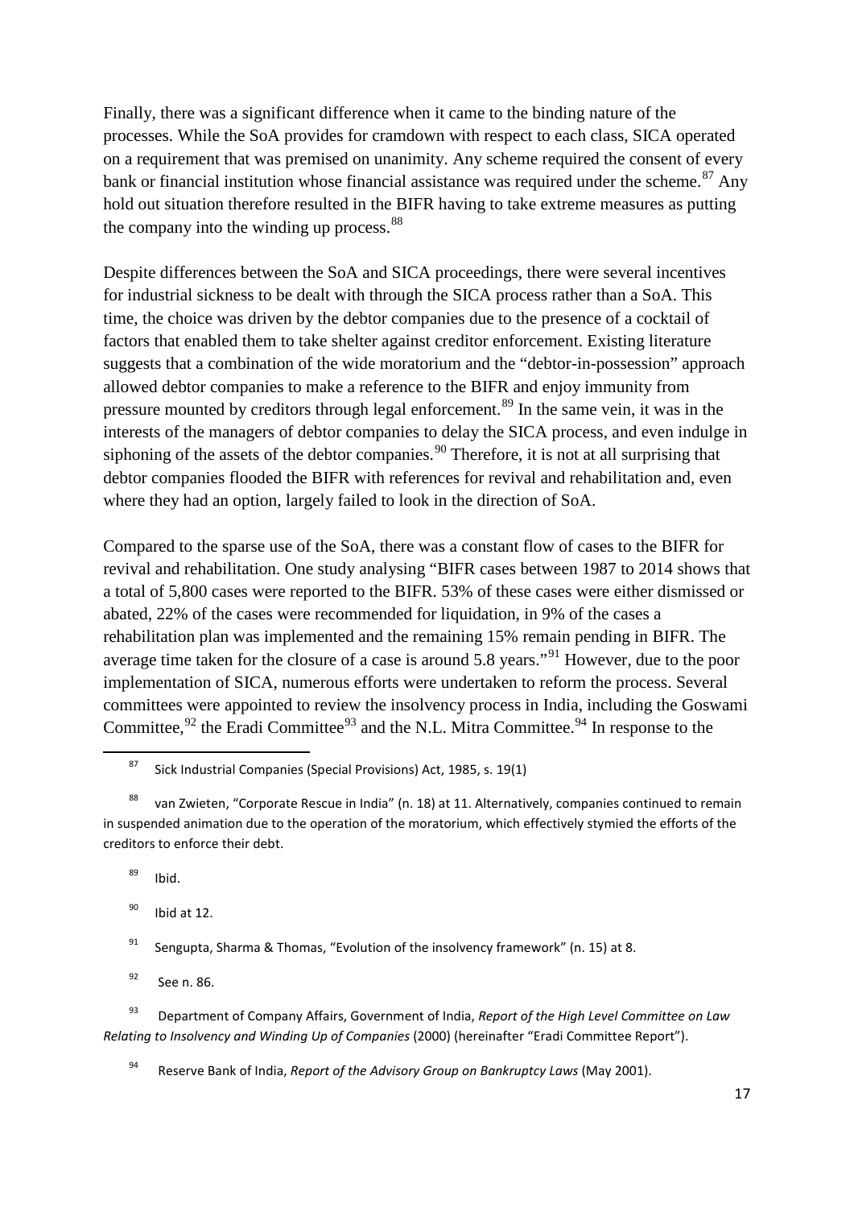Finally, there was a significant difference when it came to the binding nature of the processes. While the SoA provides for cramdown with respect to each class, SICA operated on a requirement that was premised on unanimity. Any scheme required the consent of every bank or financial institution whose financial assistance was required under the scheme.[87] Any hold out situation therefore resulted in the BIFR having to take extreme measures as putting the company into the winding up process.[88]

Despite differences between the SoA and SICA proceedings, there were several incentives for industrial sickness to be dealt with through the SICA process rather than a SoA. This time, the choice was driven by the debtor companies due to the presence of a cocktail of factors that enabled them to take shelter against creditor enforcement. Existing literature suggests that a combination of the wide moratorium and the "debtor-in-possession" approach allowed debtor companies to make a reference to the BIFR and enjoy immunity from pressure mounted by creditors through legal enforcement.[89] In the same vein, it was in the interests of the managers of debtor companies to delay the SICA process, and even indulge in siphoning of the assets of the debtor companies.[90] Therefore, it is not at all surprising that debtor companies flooded the BIFR with references for revival and rehabilitation and, even where they had an option, largely failed to look in the direction of SoA.

Compared to the sparse use of the SoA, there was a constant flow of cases to the BIFR for revival and rehabilitation. One study analysing "BIFR cases between 1987 to 2014 shows that a total of 5,800 cases were reported to the BIFR. 53% of these cases were either dismissed or abated, 22% of the cases were recommended for liquidation, in 9% of the cases a rehabilitation plan was implemented and the remaining 15% remain pending in BIFR. The average time taken for the closure of a case is around 5.8 years."[91] However, due to the poor implementation of SICA, numerous efforts were undertaken to reform the process. Several committees were appointed to review the insolvency process in India, including the Goswami Committee,[92] the Eradi Committee[93] and the N.L. Mitra Committee.[94] In response to the

---

[87] Sick Industrial Companies (Special Provisions) Act, 1985, s. 19(1)

[88] van Zwieten, "Corporate Rescue in India" (n. 18) at 11. Alternatively, companies continued to remain in suspended animation due to the operation of the moratorium, which effectively stymied the efforts of the creditors to enforce their debt.

[89] Ibid.

[90] Ibid at 12.

[91] Sengupta, Sharma & Thomas, "Evolution of the insolvency framework" (n. 15) at 8.

[92] See n. 86.

[93] Department of Company Affairs, Government of India, *Report of the High Level Committee on Law Relating to Insolvency and Winding Up of Companies* (2000) (hereinafter "Eradi Committee Report").

[94] Reserve Bank of India, *Report of the Advisory Group on Bankruptcy Laws* (May 2001).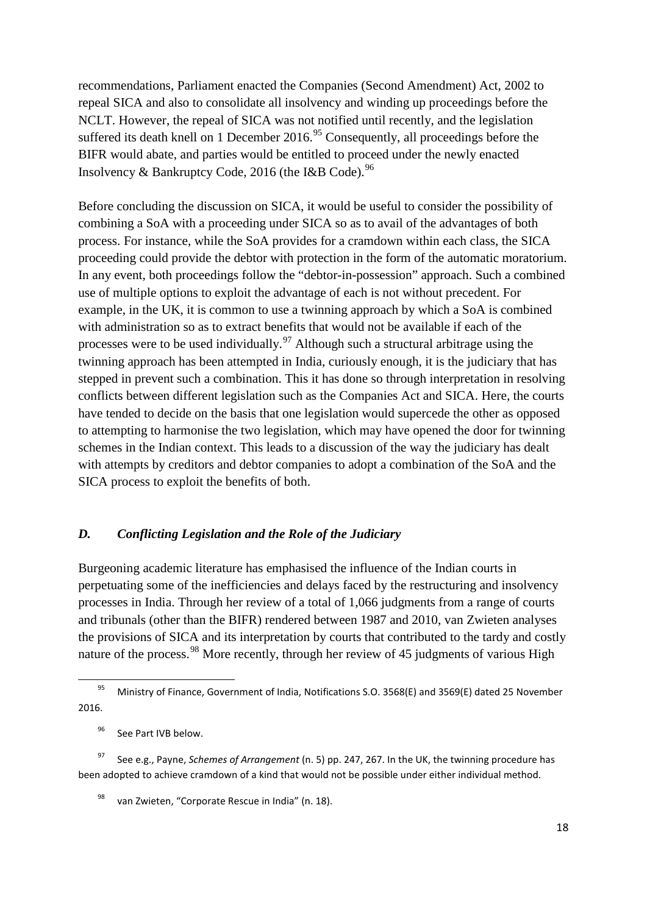recommendations, Parliament enacted the Companies (Second Amendment) Act, 2002 to repeal SICA and also to consolidate all insolvency and winding up proceedings before the NCLT. However, the repeal of SICA was not notified until recently, and the legislation suffered its death knell on 1 December 2016.[95] Consequently, all proceedings before the BIFR would abate, and parties would be entitled to proceed under the newly enacted Insolvency & Bankruptcy Code, 2016 (the I&B Code).[96]

Before concluding the discussion on SICA, it would be useful to consider the possibility of combining a SoA with a proceeding under SICA so as to avail of the advantages of both process. For instance, while the SoA provides for a cramdown within each class, the SICA proceeding could provide the debtor with protection in the form of the automatic moratorium. In any event, both proceedings follow the "debtor-in-possession" approach. Such a combined use of multiple options to exploit the advantage of each is not without precedent. For example, in the UK, it is common to use a twinning approach by which a SoA is combined with administration so as to extract benefits that would not be available if each of the processes were to be used individually.[97] Although such a structural arbitrage using the twinning approach has been attempted in India, curiously enough, it is the judiciary that has stepped in prevent such a combination. This it has done so through interpretation in resolving conflicts between different legislation such as the Companies Act and SICA. Here, the courts have tended to decide on the basis that one legislation would supercede the other as opposed to attempting to harmonise the two legislation, which may have opened the door for twinning schemes in the Indian context. This leads to a discussion of the way the judiciary has dealt with attempts by creditors and debtor companies to adopt a combination of the SoA and the SICA process to exploit the benefits of both.

### *D. Conflicting Legislation and the Role of the Judiciary*

Burgeoning academic literature has emphasised the influence of the Indian courts in perpetuating some of the inefficiencies and delays faced by the restructuring and insolvency processes in India. Through her review of a total of 1,066 judgments from a range of courts and tribunals (other than the BIFR) rendered between 1987 and 2010, van Zwieten analyses the provisions of SICA and its interpretation by courts that contributed to the tardy and costly nature of the process.[98] More recently, through her review of 45 judgments of various High

---

[95] Ministry of Finance, Government of India, Notifications S.O. 3568(E) and 3569(E) dated 25 November 2016.

[96] See Part IVB below.

[97] See e.g., Payne, *Schemes of Arrangement* (n. 5) pp. 247, 267. In the UK, the twinning procedure has been adopted to achieve cramdown of a kind that would not be possible under either individual method.

[98] van Zwieten, "Corporate Rescue in India" (n. 18).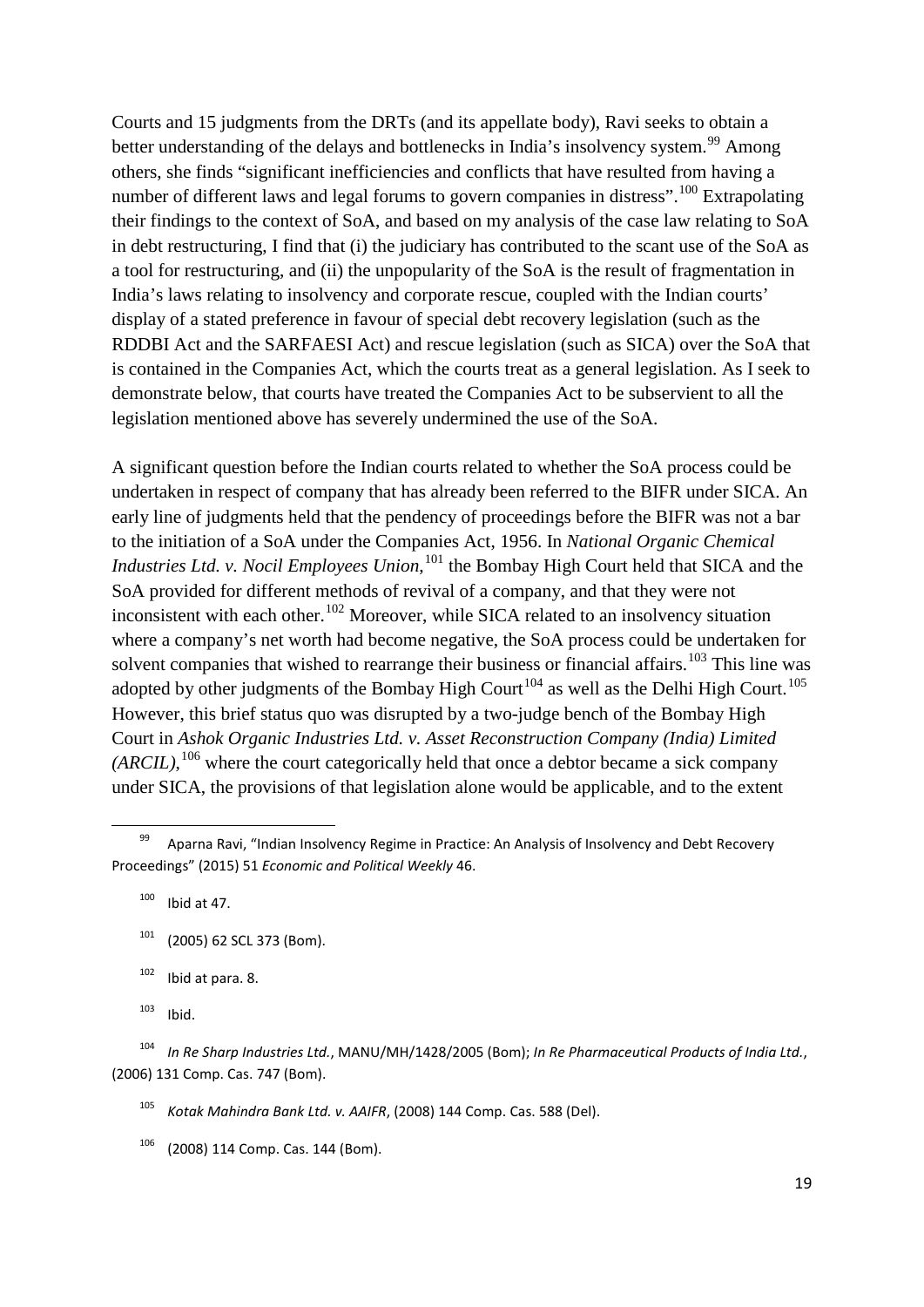Courts and 15 judgments from the DRTs (and its appellate body), Ravi seeks to obtain a better understanding of the delays and bottlenecks in India's insolvency system.[99] Among others, she finds "significant inefficiencies and conflicts that have resulted from having a number of different laws and legal forums to govern companies in distress".[100] Extrapolating their findings to the context of SoA, and based on my analysis of the case law relating to SoA in debt restructuring, I find that (i) the judiciary has contributed to the scant use of the SoA as a tool for restructuring, and (ii) the unpopularity of the SoA is the result of fragmentation in India's laws relating to insolvency and corporate rescue, coupled with the Indian courts' display of a stated preference in favour of special debt recovery legislation (such as the RDDBI Act and the SARFAESI Act) and rescue legislation (such as SICA) over the SoA that is contained in the Companies Act, which the courts treat as a general legislation. As I seek to demonstrate below, that courts have treated the Companies Act to be subservient to all the legislation mentioned above has severely undermined the use of the SoA.

A significant question before the Indian courts related to whether the SoA process could be undertaken in respect of company that has already been referred to the BIFR under SICA. An early line of judgments held that the pendency of proceedings before the BIFR was not a bar to the initiation of a SoA under the Companies Act, 1956. In *National Organic Chemical Industries Ltd. v. Nocil Employees Union*,[101] the Bombay High Court held that SICA and the SoA provided for different methods of revival of a company, and that they were not inconsistent with each other.[102] Moreover, while SICA related to an insolvency situation where a company's net worth had become negative, the SoA process could be undertaken for solvent companies that wished to rearrange their business or financial affairs.[103] This line was adopted by other judgments of the Bombay High Court[104] as well as the Delhi High Court.[105] However, this brief status quo was disrupted by a two-judge bench of the Bombay High Court in *Ashok Organic Industries Ltd. v. Asset Reconstruction Company (India) Limited (ARCIL)*,[106] where the court categorically held that once a debtor became a sick company under SICA, the provisions of that legislation alone would be applicable, and to the extent

---

[99] Aparna Ravi, "Indian Insolvency Regime in Practice: An Analysis of Insolvency and Debt Recovery Proceedings" (2015) 51 *Economic and Political Weekly* 46.

[100] Ibid at 47.

[101] (2005) 62 SCL 373 (Bom).

[102] Ibid at para. 8.

[103] Ibid.

[104] *In Re Sharp Industries Ltd.*, MANU/MH/1428/2005 (Bom); *In Re Pharmaceutical Products of India Ltd.*, (2006) 131 Comp. Cas. 747 (Bom).

[105] *Kotak Mahindra Bank Ltd. v. AAIFR*, (2008) 144 Comp. Cas. 588 (Del).

[106] (2008) 114 Comp. Cas. 144 (Bom).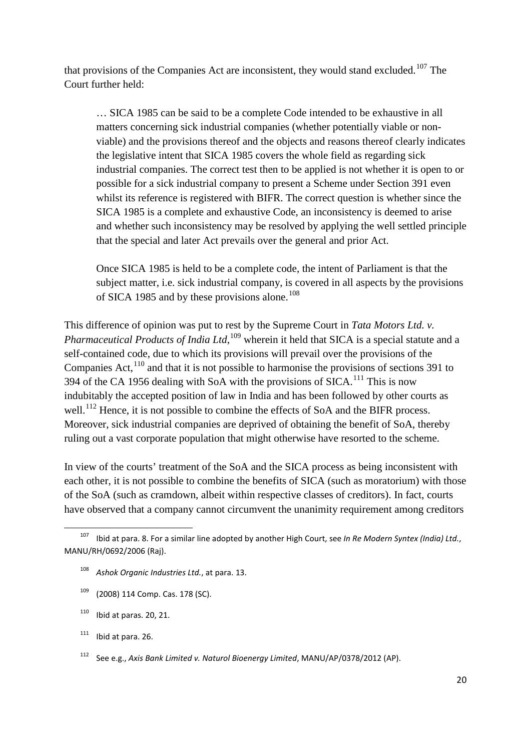that provisions of the Companies Act are inconsistent, they would stand excluded.[107] The Court further held:

> … SICA 1985 can be said to be a complete Code intended to be exhaustive in all matters concerning sick industrial companies (whether potentially viable or non-viable) and the provisions thereof and the objects and reasons thereof clearly indicates the legislative intent that SICA 1985 covers the whole field as regarding sick industrial companies. The correct test then to be applied is not whether it is open to or possible for a sick industrial company to present a Scheme under Section 391 even whilst its reference is registered with BIFR. The correct question is whether since the SICA 1985 is a complete and exhaustive Code, an inconsistency is deemed to arise and whether such inconsistency may be resolved by applying the well settled principle that the special and later Act prevails over the general and prior Act.
>
> Once SICA 1985 is held to be a complete code, the intent of Parliament is that the subject matter, i.e. sick industrial company, is covered in all aspects by the provisions of SICA 1985 and by these provisions alone.[108]

This difference of opinion was put to rest by the Supreme Court in *Tata Motors Ltd. v. Pharmaceutical Products of India Ltd*,[109] wherein it held that SICA is a special statute and a self-contained code, due to which its provisions will prevail over the provisions of the Companies Act,[110] and that it is not possible to harmonise the provisions of sections 391 to 394 of the CA 1956 dealing with SoA with the provisions of SICA.[111] This is now indubitably the accepted position of law in India and has been followed by other courts as well.[112] Hence, it is not possible to combine the effects of SoA and the BIFR process. Moreover, sick industrial companies are deprived of obtaining the benefit of SoA, thereby ruling out a vast corporate population that might otherwise have resorted to the scheme.

In view of the courts' treatment of the SoA and the SICA process as being inconsistent with each other, it is not possible to combine the benefits of SICA (such as moratorium) with those of the SoA (such as cramdown, albeit within respective classes of creditors). In fact, courts have observed that a company cannot circumvent the unanimity requirement among creditors

---

[107] Ibid at para. 8. For a similar line adopted by another High Court, see *In Re Modern Syntex (India) Ltd.*, MANU/RH/0692/2006 (Raj).

[108] *Ashok Organic Industries Ltd.*, at para. 13.

[109] (2008) 114 Comp. Cas. 178 (SC).

[110] Ibid at paras. 20, 21.

[111] Ibid at para. 26.

[112] See e.g., *Axis Bank Limited v. Naturol Bioenergy Limited*, MANU/AP/0378/2012 (AP).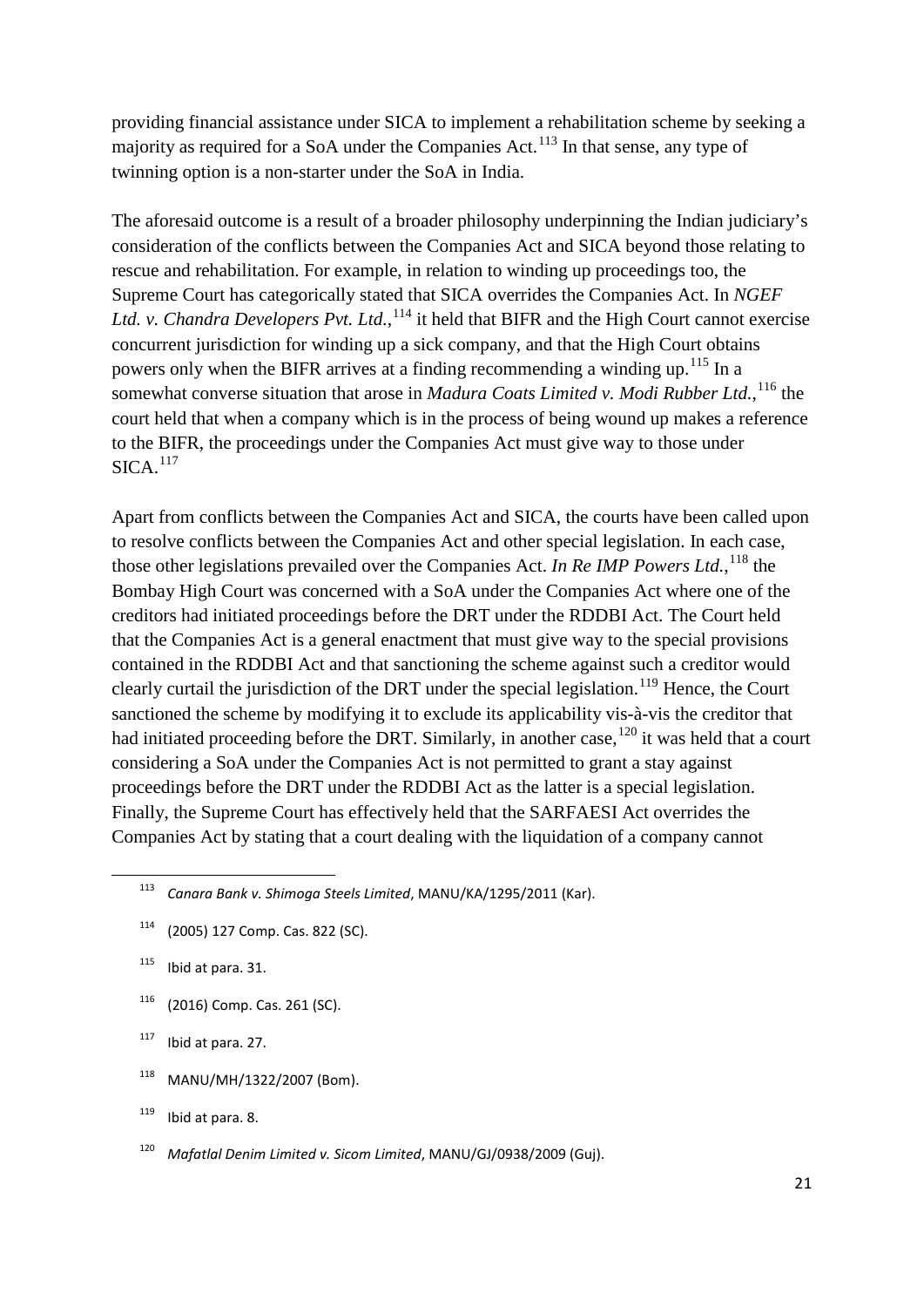providing financial assistance under SICA to implement a rehabilitation scheme by seeking a majority as required for a SoA under the Companies Act.[113] In that sense, any type of twinning option is a non-starter under the SoA in India.

The aforesaid outcome is a result of a broader philosophy underpinning the Indian judiciary's consideration of the conflicts between the Companies Act and SICA beyond those relating to rescue and rehabilitation. For example, in relation to winding up proceedings too, the Supreme Court has categorically stated that SICA overrides the Companies Act. In *NGEF Ltd. v. Chandra Developers Pvt. Ltd.*,[114] it held that BIFR and the High Court cannot exercise concurrent jurisdiction for winding up a sick company, and that the High Court obtains powers only when the BIFR arrives at a finding recommending a winding up.[115] In a somewhat converse situation that arose in *Madura Coats Limited v. Modi Rubber Ltd.*,[116] the court held that when a company which is in the process of being wound up makes a reference to the BIFR, the proceedings under the Companies Act must give way to those under SICA.[117]

Apart from conflicts between the Companies Act and SICA, the courts have been called upon to resolve conflicts between the Companies Act and other special legislation. In each case, those other legislations prevailed over the Companies Act. *In Re IMP Powers Ltd.*,[118] the Bombay High Court was concerned with a SoA under the Companies Act where one of the creditors had initiated proceedings before the DRT under the RDDBI Act. The Court held that the Companies Act is a general enactment that must give way to the special provisions contained in the RDDBI Act and that sanctioning the scheme against such a creditor would clearly curtail the jurisdiction of the DRT under the special legislation.[119] Hence, the Court sanctioned the scheme by modifying it to exclude its applicability vis-à-vis the creditor that had initiated proceeding before the DRT. Similarly, in another case,[120] it was held that a court considering a SoA under the Companies Act is not permitted to grant a stay against proceedings before the DRT under the RDDBI Act as the latter is a special legislation. Finally, the Supreme Court has effectively held that the SARFAESI Act overrides the Companies Act by stating that a court dealing with the liquidation of a company cannot

---

[113] *Canara Bank v. Shimoga Steels Limited*, MANU/KA/1295/2011 (Kar).

[114] (2005) 127 Comp. Cas. 822 (SC).

[115] Ibid at para. 31.

[116] (2016) Comp. Cas. 261 (SC).

[117] Ibid at para. 27.

[118] MANU/MH/1322/2007 (Bom).

[119] Ibid at para. 8.

[120] *Mafatlal Denim Limited v. Sicom Limited*, MANU/GJ/0938/2009 (Guj).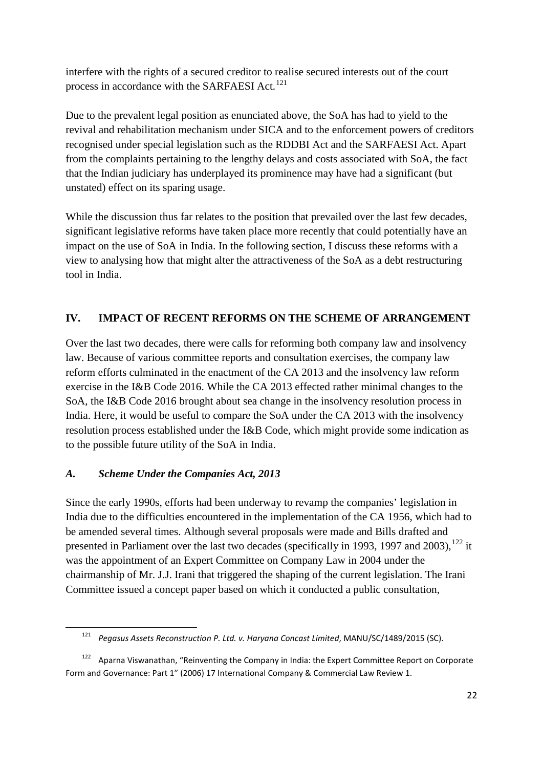interfere with the rights of a secured creditor to realise secured interests out of the court process in accordance with the SARFAESI Act.[121]

Due to the prevalent legal position as enunciated above, the SoA has had to yield to the revival and rehabilitation mechanism under SICA and to the enforcement powers of creditors recognised under special legislation such as the RDDBI Act and the SARFAESI Act. Apart from the complaints pertaining to the lengthy delays and costs associated with SoA, the fact that the Indian judiciary has underplayed its prominence may have had a significant (but unstated) effect on its sparing usage.

While the discussion thus far relates to the position that prevailed over the last few decades, significant legislative reforms have taken place more recently that could potentially have an impact on the use of SoA in India. In the following section, I discuss these reforms with a view to analysing how that might alter the attractiveness of the SoA as a debt restructuring tool in India.

## IV. IMPACT OF RECENT REFORMS ON THE SCHEME OF ARRANGEMENT

Over the last two decades, there were calls for reforming both company law and insolvency law. Because of various committee reports and consultation exercises, the company law reform efforts culminated in the enactment of the CA 2013 and the insolvency law reform exercise in the I&B Code 2016. While the CA 2013 effected rather minimal changes to the SoA, the I&B Code 2016 brought about sea change in the insolvency resolution process in India. Here, it would be useful to compare the SoA under the CA 2013 with the insolvency resolution process established under the I&B Code, which might provide some indication as to the possible future utility of the SoA in India.

### *A. Scheme Under the Companies Act, 2013*

Since the early 1990s, efforts had been underway to revamp the companies' legislation in India due to the difficulties encountered in the implementation of the CA 1956, which had to be amended several times. Although several proposals were made and Bills drafted and presented in Parliament over the last two decades (specifically in 1993, 1997 and 2003),[122] it was the appointment of an Expert Committee on Company Law in 2004 under the chairmanship of Mr. J.J. Irani that triggered the shaping of the current legislation. The Irani Committee issued a concept paper based on which it conducted a public consultation,

---

[121] *Pegasus Assets Reconstruction P. Ltd. v. Haryana Concast Limited*, MANU/SC/1489/2015 (SC).

[122] Aparna Viswanathan, "Reinventing the Company in India: the Expert Committee Report on Corporate Form and Governance: Part 1" (2006) 17 International Company & Commercial Law Review 1.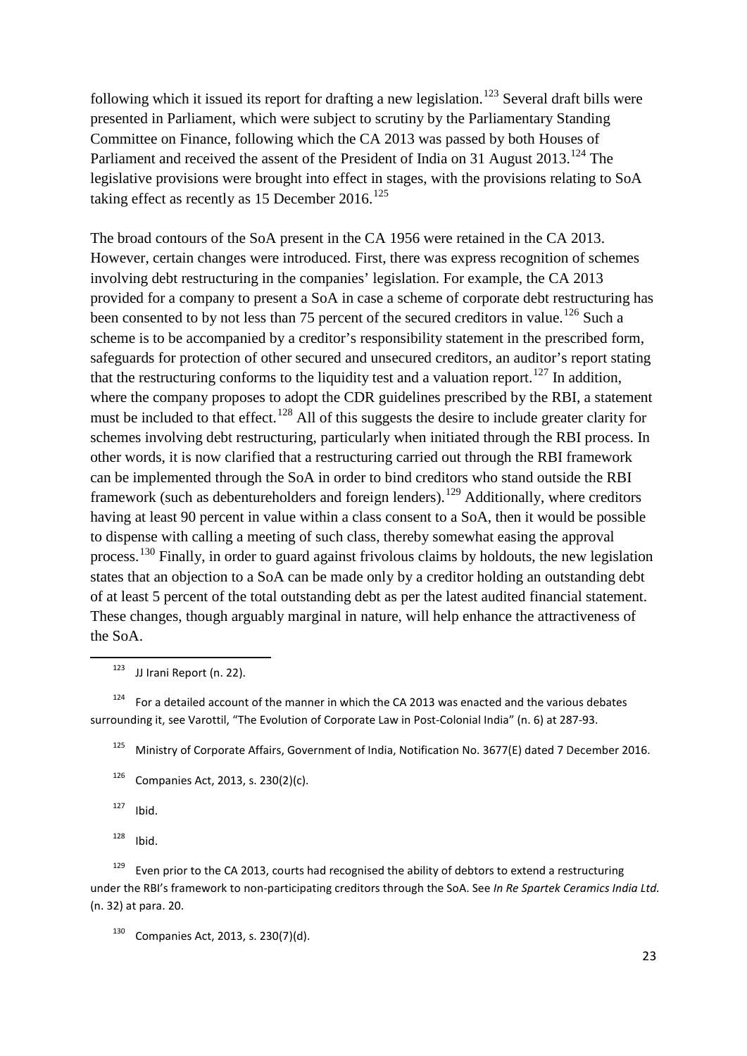following which it issued its report for drafting a new legislation.[123] Several draft bills were presented in Parliament, which were subject to scrutiny by the Parliamentary Standing Committee on Finance, following which the CA 2013 was passed by both Houses of Parliament and received the assent of the President of India on 31 August 2013.[124] The legislative provisions were brought into effect in stages, with the provisions relating to SoA taking effect as recently as 15 December 2016.[125]

The broad contours of the SoA present in the CA 1956 were retained in the CA 2013. However, certain changes were introduced. First, there was express recognition of schemes involving debt restructuring in the companies' legislation. For example, the CA 2013 provided for a company to present a SoA in case a scheme of corporate debt restructuring has been consented to by not less than 75 percent of the secured creditors in value.[126] Such a scheme is to be accompanied by a creditor's responsibility statement in the prescribed form, safeguards for protection of other secured and unsecured creditors, an auditor's report stating that the restructuring conforms to the liquidity test and a valuation report.[127] In addition, where the company proposes to adopt the CDR guidelines prescribed by the RBI, a statement must be included to that effect.[128] All of this suggests the desire to include greater clarity for schemes involving debt restructuring, particularly when initiated through the RBI process. In other words, it is now clarified that a restructuring carried out through the RBI framework can be implemented through the SoA in order to bind creditors who stand outside the RBI framework (such as debentureholders and foreign lenders).[129] Additionally, where creditors having at least 90 percent in value within a class consent to a SoA, then it would be possible to dispense with calling a meeting of such class, thereby somewhat easing the approval process.[130] Finally, in order to guard against frivolous claims by holdouts, the new legislation states that an objection to a SoA can be made only by a creditor holding an outstanding debt of at least 5 percent of the total outstanding debt as per the latest audited financial statement. These changes, though arguably marginal in nature, will help enhance the attractiveness of the SoA.

---

[123] JJ Irani Report (n. 22).

[124] For a detailed account of the manner in which the CA 2013 was enacted and the various debates surrounding it, see Varottil, "The Evolution of Corporate Law in Post-Colonial India" (n. 6) at 287-93.

[125] Ministry of Corporate Affairs, Government of India, Notification No. 3677(E) dated 7 December 2016.

[126] Companies Act, 2013, s. 230(2)(c).

[127] Ibid.

[128] Ibid.

[129] Even prior to the CA 2013, courts had recognised the ability of debtors to extend a restructuring under the RBI's framework to non-participating creditors through the SoA. See *In Re Spartek Ceramics India Ltd.* (n. 32) at para. 20.

[130] Companies Act, 2013, s. 230(7)(d).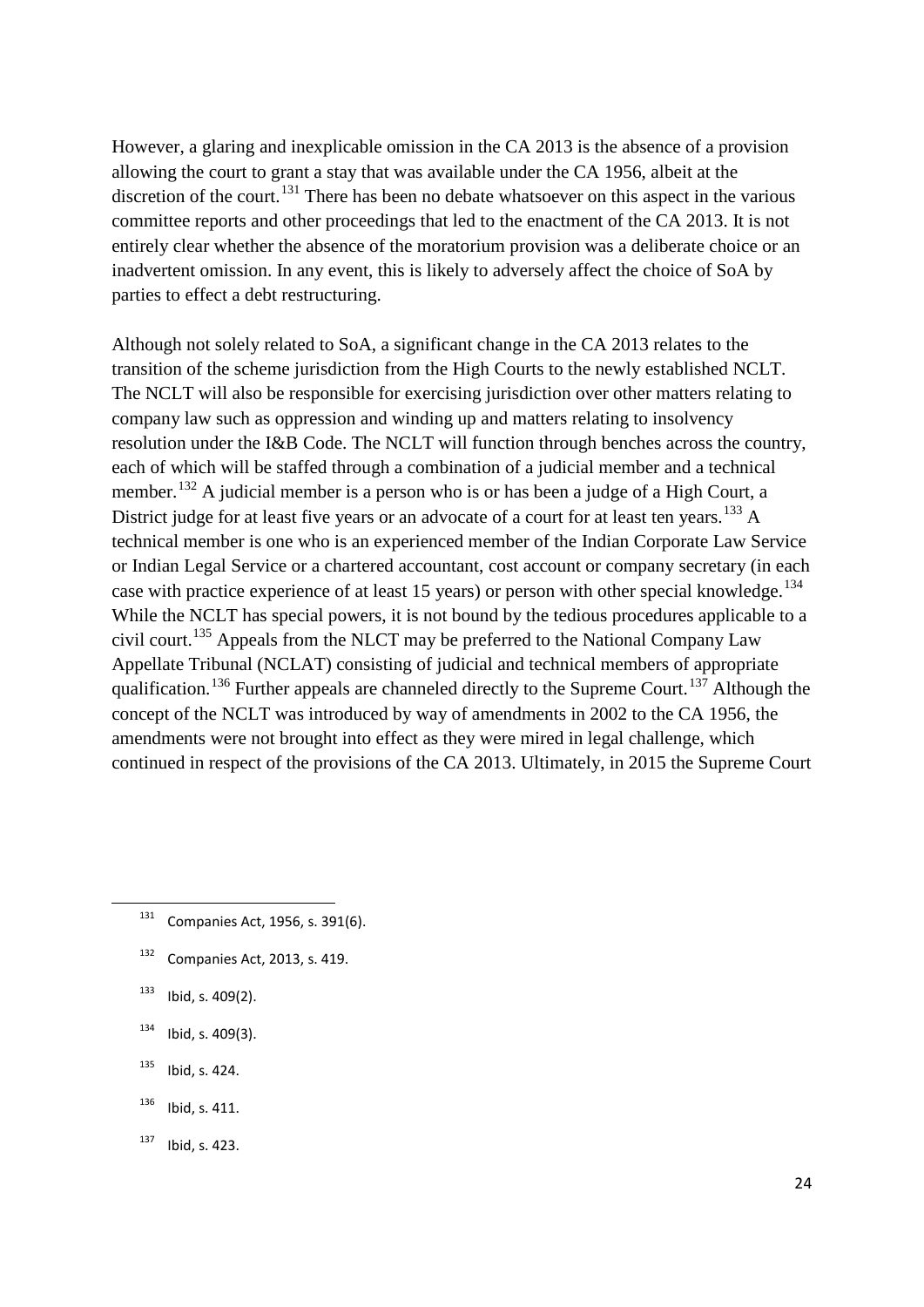However, a glaring and inexplicable omission in the CA 2013 is the absence of a provision allowing the court to grant a stay that was available under the CA 1956, albeit at the discretion of the court.[131] There has been no debate whatsoever on this aspect in the various committee reports and other proceedings that led to the enactment of the CA 2013. It is not entirely clear whether the absence of the moratorium provision was a deliberate choice or an inadvertent omission. In any event, this is likely to adversely affect the choice of SoA by parties to effect a debt restructuring.

Although not solely related to SoA, a significant change in the CA 2013 relates to the transition of the scheme jurisdiction from the High Courts to the newly established NCLT. The NCLT will also be responsible for exercising jurisdiction over other matters relating to company law such as oppression and winding up and matters relating to insolvency resolution under the I&B Code. The NCLT will function through benches across the country, each of which will be staffed through a combination of a judicial member and a technical member.[132] A judicial member is a person who is or has been a judge of a High Court, a District judge for at least five years or an advocate of a court for at least ten years.[133] A technical member is one who is an experienced member of the Indian Corporate Law Service or Indian Legal Service or a chartered accountant, cost account or company secretary (in each case with practice experience of at least 15 years) or person with other special knowledge.[134] While the NCLT has special powers, it is not bound by the tedious procedures applicable to a civil court.[135] Appeals from the NLCT may be preferred to the National Company Law Appellate Tribunal (NCLAT) consisting of judicial and technical members of appropriate qualification.[136] Further appeals are channeled directly to the Supreme Court.[137] Although the concept of the NCLT was introduced by way of amendments in 2002 to the CA 1956, the amendments were not brought into effect as they were mired in legal challenge, which continued in respect of the provisions of the CA 2013. Ultimately, in 2015 the Supreme Court

---

[131] Companies Act, 1956, s. 391(6).

[132] Companies Act, 2013, s. 419.

[133] Ibid, s. 409(2).

[134] Ibid, s. 409(3).

[135] Ibid, s. 424.

[136] Ibid, s. 411.

[137] Ibid, s. 423.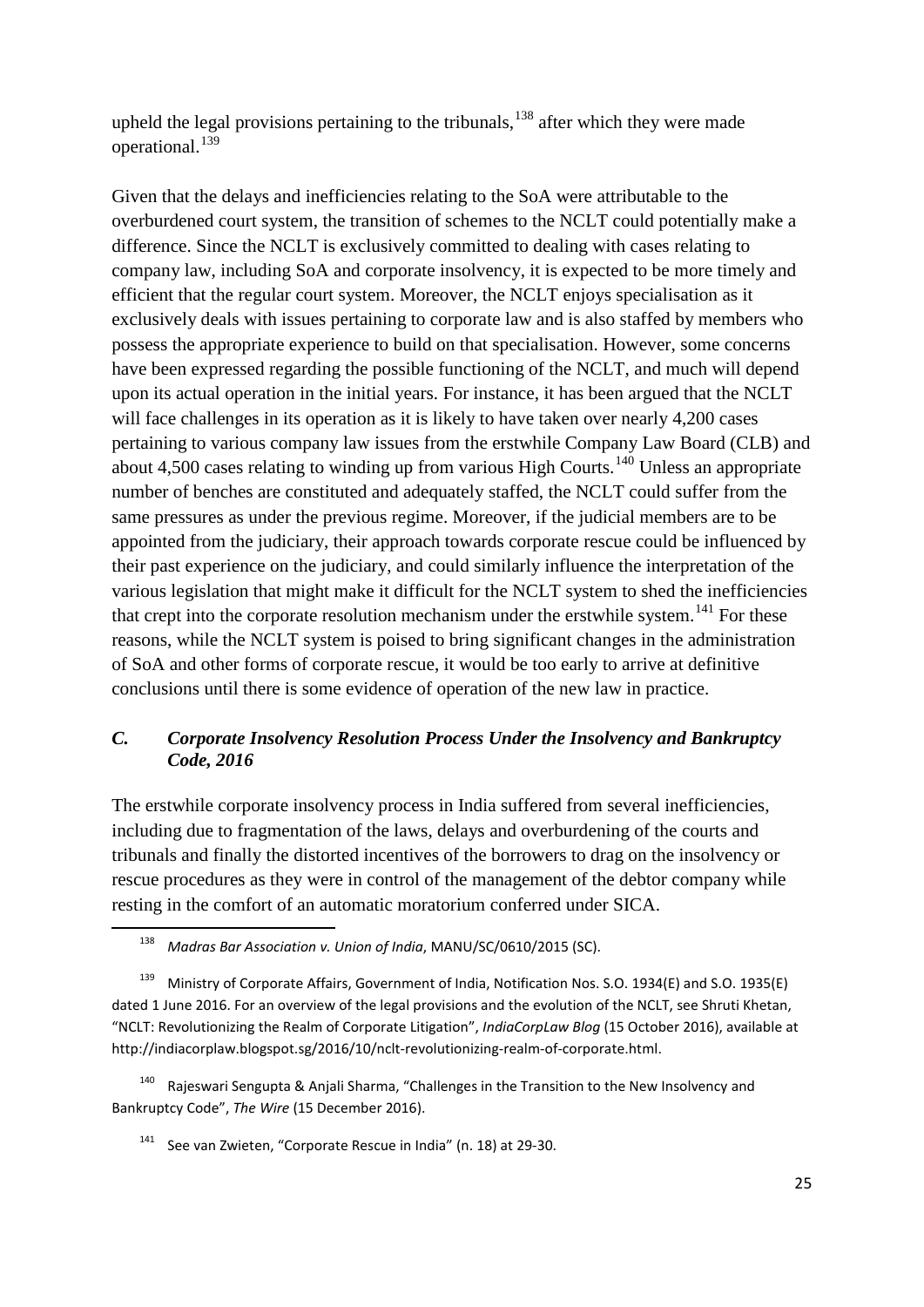upheld the legal provisions pertaining to the tribunals,[138] after which they were made operational.[139]

Given that the delays and inefficiencies relating to the SoA were attributable to the overburdened court system, the transition of schemes to the NCLT could potentially make a difference. Since the NCLT is exclusively committed to dealing with cases relating to company law, including SoA and corporate insolvency, it is expected to be more timely and efficient that the regular court system. Moreover, the NCLT enjoys specialisation as it exclusively deals with issues pertaining to corporate law and is also staffed by members who possess the appropriate experience to build on that specialisation. However, some concerns have been expressed regarding the possible functioning of the NCLT, and much will depend upon its actual operation in the initial years. For instance, it has been argued that the NCLT will face challenges in its operation as it is likely to have taken over nearly 4,200 cases pertaining to various company law issues from the erstwhile Company Law Board (CLB) and about 4,500 cases relating to winding up from various High Courts.[140] Unless an appropriate number of benches are constituted and adequately staffed, the NCLT could suffer from the same pressures as under the previous regime. Moreover, if the judicial members are to be appointed from the judiciary, their approach towards corporate rescue could be influenced by their past experience on the judiciary, and could similarly influence the interpretation of the various legislation that might make it difficult for the NCLT system to shed the inefficiencies that crept into the corporate resolution mechanism under the erstwhile system.[141] For these reasons, while the NCLT system is poised to bring significant changes in the administration of SoA and other forms of corporate rescue, it would be too early to arrive at definitive conclusions until there is some evidence of operation of the new law in practice.

### *C. Corporate Insolvency Resolution Process Under the Insolvency and Bankruptcy Code, 2016*

The erstwhile corporate insolvency process in India suffered from several inefficiencies, including due to fragmentation of the laws, delays and overburdening of the courts and tribunals and finally the distorted incentives of the borrowers to drag on the insolvency or rescue procedures as they were in control of the management of the debtor company while resting in the comfort of an automatic moratorium conferred under SICA.

---

[138] *Madras Bar Association v. Union of India*, MANU/SC/0610/2015 (SC).

[139] Ministry of Corporate Affairs, Government of India, Notification Nos. S.O. 1934(E) and S.O. 1935(E) dated 1 June 2016. For an overview of the legal provisions and the evolution of the NCLT, see Shruti Khetan, "NCLT: Revolutionizing the Realm of Corporate Litigation", *IndiaCorpLaw Blog* (15 October 2016), available at http://indiacorplaw.blogspot.sg/2016/10/nclt-revolutionizing-realm-of-corporate.html.

[140] Rajeswari Sengupta & Anjali Sharma, "Challenges in the Transition to the New Insolvency and Bankruptcy Code", *The Wire* (15 December 2016).

[141] See van Zwieten, "Corporate Rescue in India" (n. 18) at 29-30.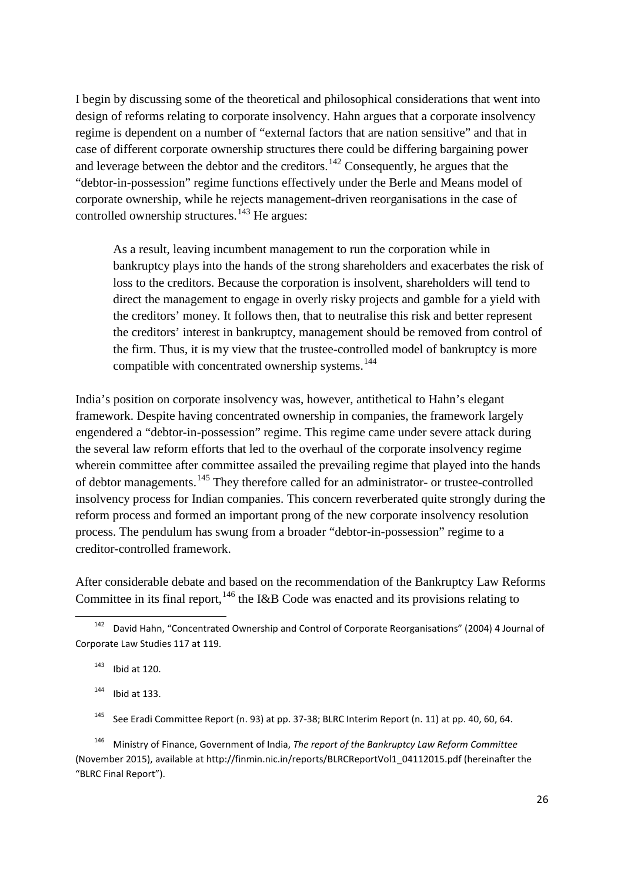I begin by discussing some of the theoretical and philosophical considerations that went into design of reforms relating to corporate insolvency. Hahn argues that a corporate insolvency regime is dependent on a number of "external factors that are nation sensitive" and that in case of different corporate ownership structures there could be differing bargaining power and leverage between the debtor and the creditors.[142] Consequently, he argues that the "debtor-in-possession" regime functions effectively under the Berle and Means model of corporate ownership, while he rejects management-driven reorganisations in the case of controlled ownership structures.[143] He argues:

> As a result, leaving incumbent management to run the corporation while in bankruptcy plays into the hands of the strong shareholders and exacerbates the risk of loss to the creditors. Because the corporation is insolvent, shareholders will tend to direct the management to engage in overly risky projects and gamble for a yield with the creditors' money. It follows then, that to neutralise this risk and better represent the creditors' interest in bankruptcy, management should be removed from control of the firm. Thus, it is my view that the trustee-controlled model of bankruptcy is more compatible with concentrated ownership systems.[144]

India's position on corporate insolvency was, however, antithetical to Hahn's elegant framework. Despite having concentrated ownership in companies, the framework largely engendered a "debtor-in-possession" regime. This regime came under severe attack during the several law reform efforts that led to the overhaul of the corporate insolvency regime wherein committee after committee assailed the prevailing regime that played into the hands of debtor managements.[145] They therefore called for an administrator- or trustee-controlled insolvency process for Indian companies. This concern reverberated quite strongly during the reform process and formed an important prong of the new corporate insolvency resolution process. The pendulum has swung from a broader "debtor-in-possession" regime to a creditor-controlled framework.

After considerable debate and based on the recommendation of the Bankruptcy Law Reforms Committee in its final report,[146] the I&B Code was enacted and its provisions relating to

---

[142] David Hahn, "Concentrated Ownership and Control of Corporate Reorganisations" (2004) 4 Journal of Corporate Law Studies 117 at 119.

[143] Ibid at 120.

[144] Ibid at 133.

[145] See Eradi Committee Report (n. 93) at pp. 37-38; BLRC Interim Report (n. 11) at pp. 40, 60, 64.

[146] Ministry of Finance, Government of India, *The report of the Bankruptcy Law Reform Committee* (November 2015), available at http://finmin.nic.in/reports/BLRCReportVol1_04112015.pdf (hereinafter the "BLRC Final Report").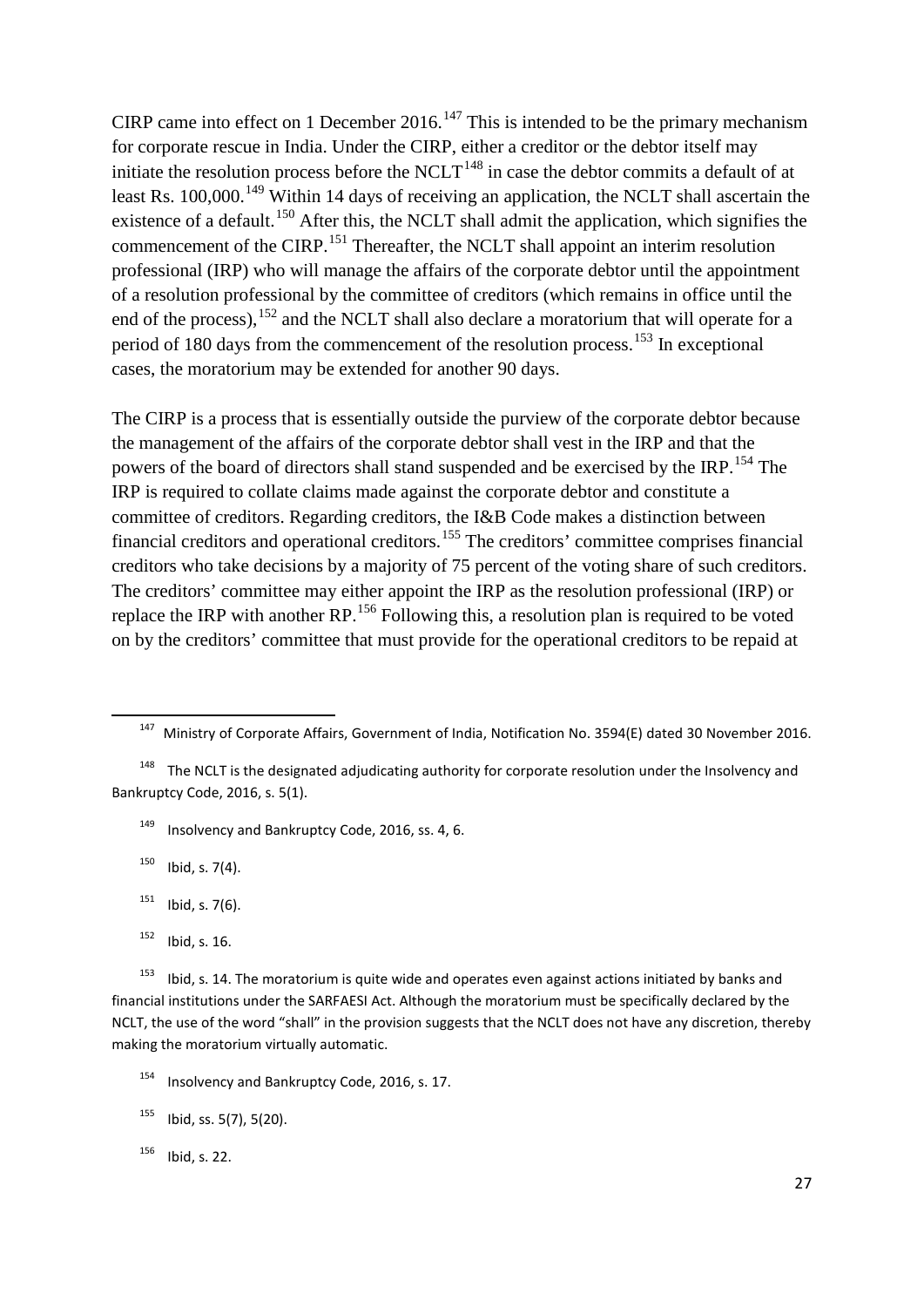CIRP came into effect on 1 December 2016.[147] This is intended to be the primary mechanism for corporate rescue in India. Under the CIRP, either a creditor or the debtor itself may initiate the resolution process before the NCLT[148] in case the debtor commits a default of at least Rs. 100,000.[149] Within 14 days of receiving an application, the NCLT shall ascertain the existence of a default.[150] After this, the NCLT shall admit the application, which signifies the commencement of the CIRP.[151] Thereafter, the NCLT shall appoint an interim resolution professional (IRP) who will manage the affairs of the corporate debtor until the appointment of a resolution professional by the committee of creditors (which remains in office until the end of the process),[152] and the NCLT shall also declare a moratorium that will operate for a period of 180 days from the commencement of the resolution process.[153] In exceptional cases, the moratorium may be extended for another 90 days.

The CIRP is a process that is essentially outside the purview of the corporate debtor because the management of the affairs of the corporate debtor shall vest in the IRP and that the powers of the board of directors shall stand suspended and be exercised by the IRP.[154] The IRP is required to collate claims made against the corporate debtor and constitute a committee of creditors. Regarding creditors, the I&B Code makes a distinction between financial creditors and operational creditors.[155] The creditors' committee comprises financial creditors who take decisions by a majority of 75 percent of the voting share of such creditors. The creditors' committee may either appoint the IRP as the resolution professional (IRP) or replace the IRP with another RP.[156] Following this, a resolution plan is required to be voted on by the creditors' committee that must provide for the operational creditors to be repaid at

---

[147] Ministry of Corporate Affairs, Government of India, Notification No. 3594(E) dated 30 November 2016.

[148] The NCLT is the designated adjudicating authority for corporate resolution under the Insolvency and Bankruptcy Code, 2016, s. 5(1).

[149] Insolvency and Bankruptcy Code, 2016, ss. 4, 6.

[150] Ibid, s. 7(4).

[151] Ibid, s. 7(6).

[152] Ibid, s. 16.

[153] Ibid, s. 14. The moratorium is quite wide and operates even against actions initiated by banks and financial institutions under the SARFAESI Act. Although the moratorium must be specifically declared by the NCLT, the use of the word "shall" in the provision suggests that the NCLT does not have any discretion, thereby making the moratorium virtually automatic.

[154] Insolvency and Bankruptcy Code, 2016, s. 17.

[155] Ibid, ss. 5(7), 5(20).

[156] Ibid, s. 22.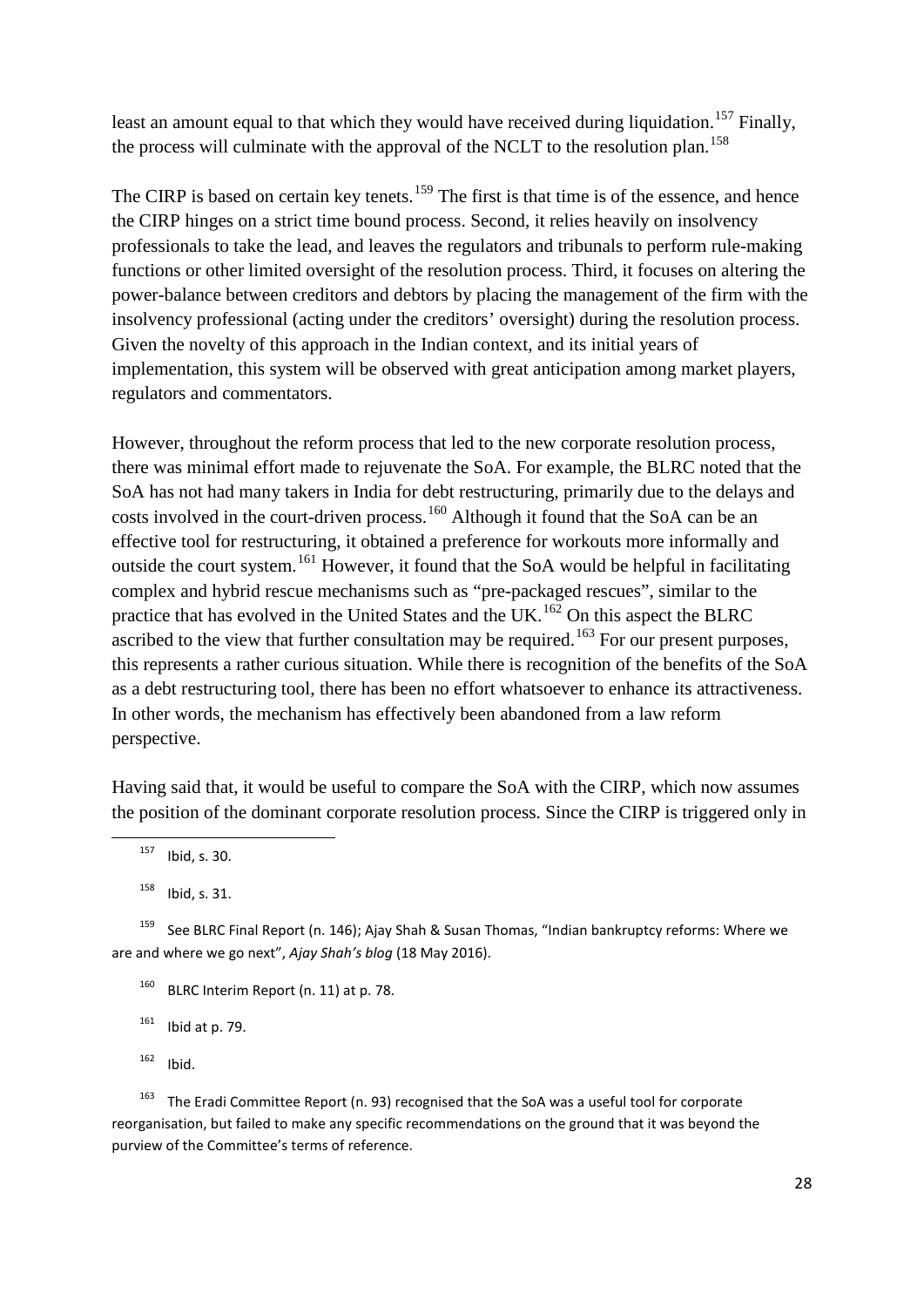least an amount equal to that which they would have received during liquidation.[157] Finally, the process will culminate with the approval of the NCLT to the resolution plan.[158]

The CIRP is based on certain key tenets.[159] The first is that time is of the essence, and hence the CIRP hinges on a strict time bound process. Second, it relies heavily on insolvency professionals to take the lead, and leaves the regulators and tribunals to perform rule-making functions or other limited oversight of the resolution process. Third, it focuses on altering the power-balance between creditors and debtors by placing the management of the firm with the insolvency professional (acting under the creditors' oversight) during the resolution process. Given the novelty of this approach in the Indian context, and its initial years of implementation, this system will be observed with great anticipation among market players, regulators and commentators.

However, throughout the reform process that led to the new corporate resolution process, there was minimal effort made to rejuvenate the SoA. For example, the BLRC noted that the SoA has not had many takers in India for debt restructuring, primarily due to the delays and costs involved in the court-driven process.[160] Although it found that the SoA can be an effective tool for restructuring, it obtained a preference for workouts more informally and outside the court system.[161] However, it found that the SoA would be helpful in facilitating complex and hybrid rescue mechanisms such as "pre-packaged rescues", similar to the practice that has evolved in the United States and the UK.[162] On this aspect the BLRC ascribed to the view that further consultation may be required.[163] For our present purposes, this represents a rather curious situation. While there is recognition of the benefits of the SoA as a debt restructuring tool, there has been no effort whatsoever to enhance its attractiveness. In other words, the mechanism has effectively been abandoned from a law reform perspective.

Having said that, it would be useful to compare the SoA with the CIRP, which now assumes the position of the dominant corporate resolution process. Since the CIRP is triggered only in

---

[157] Ibid, s. 30.

[158] Ibid, s. 31.

[159] See BLRC Final Report (n. 146); Ajay Shah & Susan Thomas, "Indian bankruptcy reforms: Where we are and where we go next", *Ajay Shah's blog* (18 May 2016).

[160] BLRC Interim Report (n. 11) at p. 78.

[161] Ibid at p. 79.

[162] Ibid.

[163] The Eradi Committee Report (n. 93) recognised that the SoA was a useful tool for corporate reorganisation, but failed to make any specific recommendations on the ground that it was beyond the purview of the Committee's terms of reference.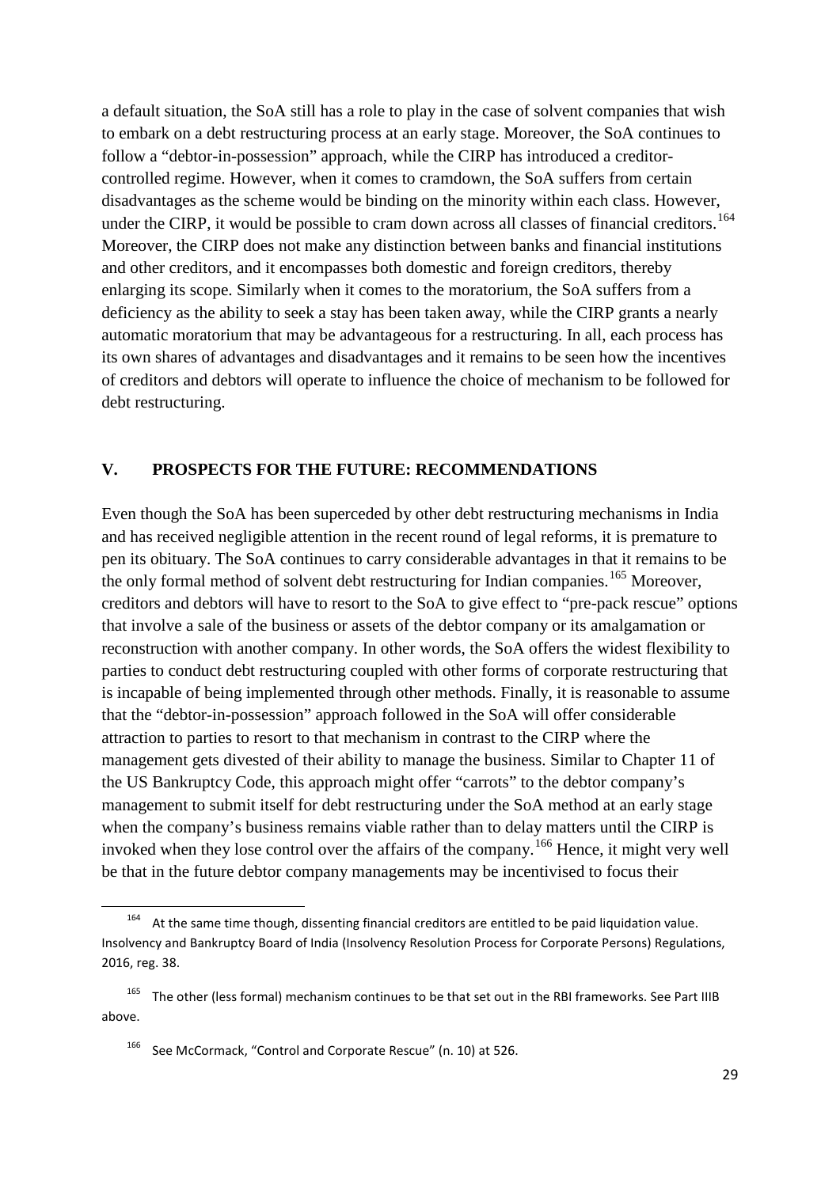a default situation, the SoA still has a role to play in the case of solvent companies that wish to embark on a debt restructuring process at an early stage. Moreover, the SoA continues to follow a "debtor-in-possession" approach, while the CIRP has introduced a creditor-controlled regime. However, when it comes to cramdown, the SoA suffers from certain disadvantages as the scheme would be binding on the minority within each class. However, under the CIRP, it would be possible to cram down across all classes of financial creditors.[164] Moreover, the CIRP does not make any distinction between banks and financial institutions and other creditors, and it encompasses both domestic and foreign creditors, thereby enlarging its scope. Similarly when it comes to the moratorium, the SoA suffers from a deficiency as the ability to seek a stay has been taken away, while the CIRP grants a nearly automatic moratorium that may be advantageous for a restructuring. In all, each process has its own shares of advantages and disadvantages and it remains to be seen how the incentives of creditors and debtors will operate to influence the choice of mechanism to be followed for debt restructuring.

## V. PROSPECTS FOR THE FUTURE: RECOMMENDATIONS

Even though the SoA has been superceded by other debt restructuring mechanisms in India and has received negligible attention in the recent round of legal reforms, it is premature to pen its obituary. The SoA continues to carry considerable advantages in that it remains to be the only formal method of solvent debt restructuring for Indian companies.[165] Moreover, creditors and debtors will have to resort to the SoA to give effect to "pre-pack rescue" options that involve a sale of the business or assets of the debtor company or its amalgamation or reconstruction with another company. In other words, the SoA offers the widest flexibility to parties to conduct debt restructuring coupled with other forms of corporate restructuring that is incapable of being implemented through other methods. Finally, it is reasonable to assume that the "debtor-in-possession" approach followed in the SoA will offer considerable attraction to parties to resort to that mechanism in contrast to the CIRP where the management gets divested of their ability to manage the business. Similar to Chapter 11 of the US Bankruptcy Code, this approach might offer "carrots" to the debtor company's management to submit itself for debt restructuring under the SoA method at an early stage when the company's business remains viable rather than to delay matters until the CIRP is invoked when they lose control over the affairs of the company.[166] Hence, it might very well be that in the future debtor company managements may be incentivised to focus their

---

[164] At the same time though, dissenting financial creditors are entitled to be paid liquidation value. Insolvency and Bankruptcy Board of India (Insolvency Resolution Process for Corporate Persons) Regulations, 2016, reg. 38.

[165] The other (less formal) mechanism continues to be that set out in the RBI frameworks. See Part IIIB above.

[166] See McCormack, "Control and Corporate Rescue" (n. 10) at 526.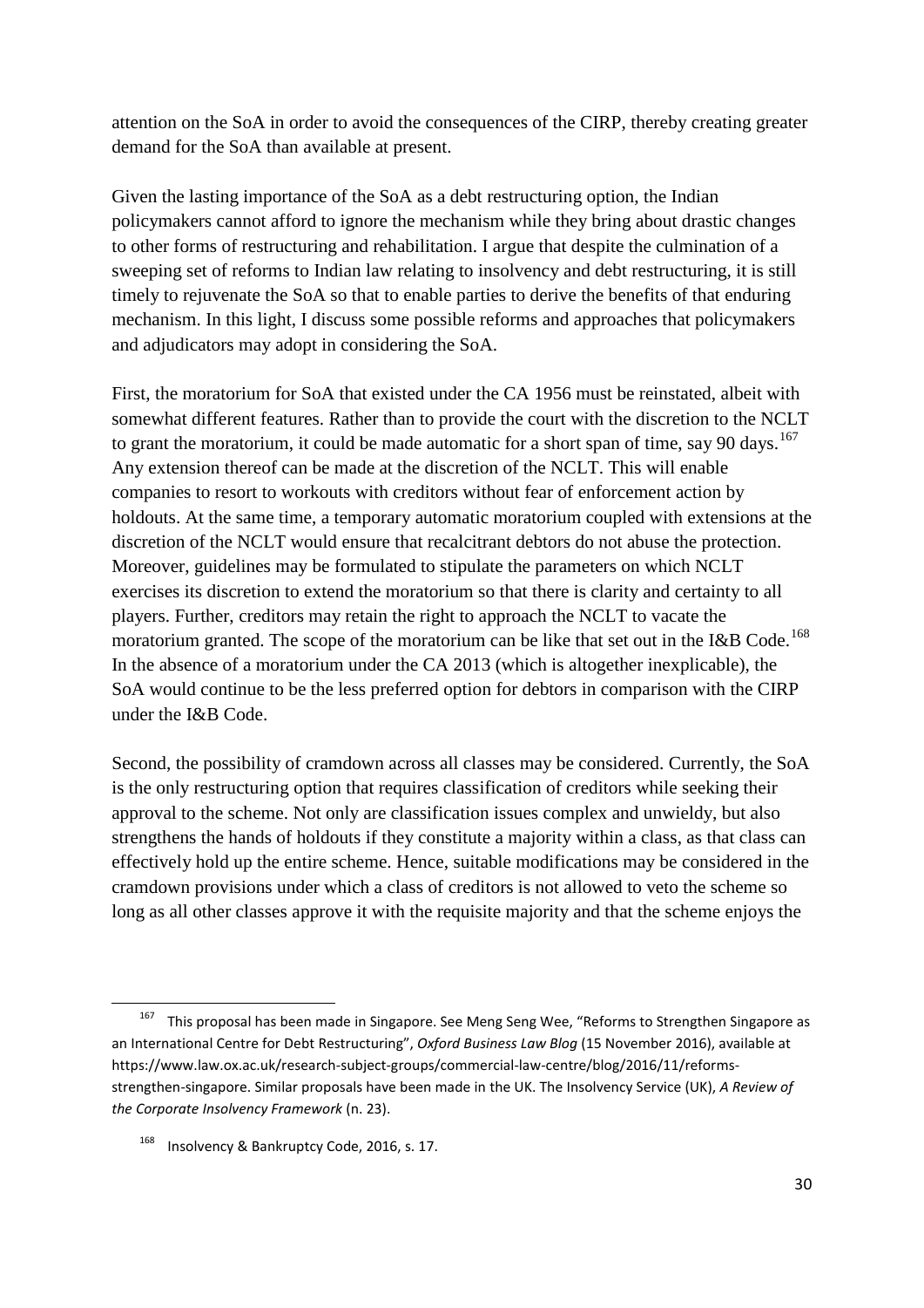attention on the SoA in order to avoid the consequences of the CIRP, thereby creating greater demand for the SoA than available at present.

Given the lasting importance of the SoA as a debt restructuring option, the Indian policymakers cannot afford to ignore the mechanism while they bring about drastic changes to other forms of restructuring and rehabilitation. I argue that despite the culmination of a sweeping set of reforms to Indian law relating to insolvency and debt restructuring, it is still timely to rejuvenate the SoA so that to enable parties to derive the benefits of that enduring mechanism. In this light, I discuss some possible reforms and approaches that policymakers and adjudicators may adopt in considering the SoA.

First, the moratorium for SoA that existed under the CA 1956 must be reinstated, albeit with somewhat different features. Rather than to provide the court with the discretion to the NCLT to grant the moratorium, it could be made automatic for a short span of time, say 90 days.[167] Any extension thereof can be made at the discretion of the NCLT. This will enable companies to resort to workouts with creditors without fear of enforcement action by holdouts. At the same time, a temporary automatic moratorium coupled with extensions at the discretion of the NCLT would ensure that recalcitrant debtors do not abuse the protection. Moreover, guidelines may be formulated to stipulate the parameters on which NCLT exercises its discretion to extend the moratorium so that there is clarity and certainty to all players. Further, creditors may retain the right to approach the NCLT to vacate the moratorium granted. The scope of the moratorium can be like that set out in the I&B Code.[168] In the absence of a moratorium under the CA 2013 (which is altogether inexplicable), the SoA would continue to be the less preferred option for debtors in comparison with the CIRP under the I&B Code.

Second, the possibility of cramdown across all classes may be considered. Currently, the SoA is the only restructuring option that requires classification of creditors while seeking their approval to the scheme. Not only are classification issues complex and unwieldy, but also strengthens the hands of holdouts if they constitute a majority within a class, as that class can effectively hold up the entire scheme. Hence, suitable modifications may be considered in the cramdown provisions under which a class of creditors is not allowed to veto the scheme so long as all other classes approve it with the requisite majority and that the scheme enjoys the

---

[167] This proposal has been made in Singapore. See Meng Seng Wee, "Reforms to Strengthen Singapore as an International Centre for Debt Restructuring", *Oxford Business Law Blog* (15 November 2016), available at https://www.law.ox.ac.uk/research-subject-groups/commercial-law-centre/blog/2016/11/reforms-strengthen-singapore. Similar proposals have been made in the UK. The Insolvency Service (UK), *A Review of the Corporate Insolvency Framework* (n. 23).

[168] Insolvency & Bankruptcy Code, 2016, s. 17.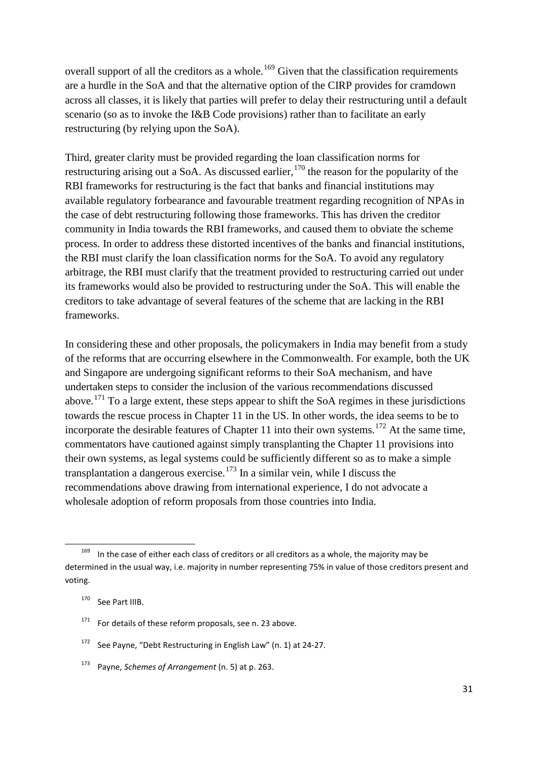overall support of all the creditors as a whole.[169] Given that the classification requirements are a hurdle in the SoA and that the alternative option of the CIRP provides for cramdown across all classes, it is likely that parties will prefer to delay their restructuring until a default scenario (so as to invoke the I&B Code provisions) rather than to facilitate an early restructuring (by relying upon the SoA).

Third, greater clarity must be provided regarding the loan classification norms for restructuring arising out a SoA. As discussed earlier,[170] the reason for the popularity of the RBI frameworks for restructuring is the fact that banks and financial institutions may available regulatory forbearance and favourable treatment regarding recognition of NPAs in the case of debt restructuring following those frameworks. This has driven the creditor community in India towards the RBI frameworks, and caused them to obviate the scheme process. In order to address these distorted incentives of the banks and financial institutions, the RBI must clarify the loan classification norms for the SoA. To avoid any regulatory arbitrage, the RBI must clarify that the treatment provided to restructuring carried out under its frameworks would also be provided to restructuring under the SoA. This will enable the creditors to take advantage of several features of the scheme that are lacking in the RBI frameworks.

In considering these and other proposals, the policymakers in India may benefit from a study of the reforms that are occurring elsewhere in the Commonwealth. For example, both the UK and Singapore are undergoing significant reforms to their SoA mechanism, and have undertaken steps to consider the inclusion of the various recommendations discussed above.[171] To a large extent, these steps appear to shift the SoA regimes in these jurisdictions towards the rescue process in Chapter 11 in the US. In other words, the idea seems to be to incorporate the desirable features of Chapter 11 into their own systems.[172] At the same time, commentators have cautioned against simply transplanting the Chapter 11 provisions into their own systems, as legal systems could be sufficiently different so as to make a simple transplantation a dangerous exercise.[173] In a similar vein, while I discuss the recommendations above drawing from international experience, I do not advocate a wholesale adoption of reform proposals from those countries into India.

---

[169] In the case of either each class of creditors or all creditors as a whole, the majority may be determined in the usual way, i.e. majority in number representing 75% in value of those creditors present and voting.

[170] See Part IIIB.

[171] For details of these reform proposals, see n. 23 above.

[172] See Payne, "Debt Restructuring in English Law" (n. 1) at 24-27.

[173] Payne, *Schemes of Arrangement* (n. 5) at p. 263.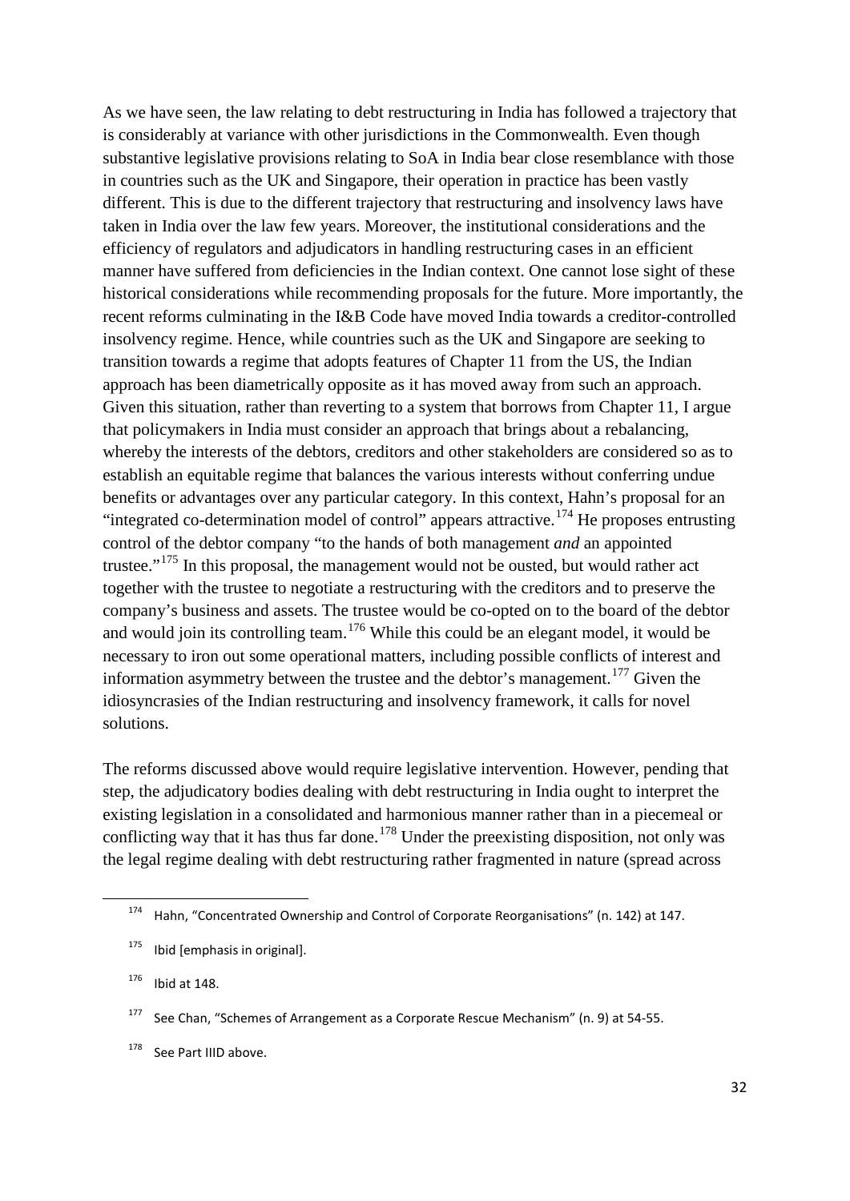As we have seen, the law relating to debt restructuring in India has followed a trajectory that is considerably at variance with other jurisdictions in the Commonwealth. Even though substantive legislative provisions relating to SoA in India bear close resemblance with those in countries such as the UK and Singapore, their operation in practice has been vastly different. This is due to the different trajectory that restructuring and insolvency laws have taken in India over the law few years. Moreover, the institutional considerations and the efficiency of regulators and adjudicators in handling restructuring cases in an efficient manner have suffered from deficiencies in the Indian context. One cannot lose sight of these historical considerations while recommending proposals for the future. More importantly, the recent reforms culminating in the I&B Code have moved India towards a creditor-controlled insolvency regime. Hence, while countries such as the UK and Singapore are seeking to transition towards a regime that adopts features of Chapter 11 from the US, the Indian approach has been diametrically opposite as it has moved away from such an approach. Given this situation, rather than reverting to a system that borrows from Chapter 11, I argue that policymakers in India must consider an approach that brings about a rebalancing, whereby the interests of the debtors, creditors and other stakeholders are considered so as to establish an equitable regime that balances the various interests without conferring undue benefits or advantages over any particular category. In this context, Hahn's proposal for an "integrated co-determination model of control" appears attractive.[174] He proposes entrusting control of the debtor company "to the hands of both management *and* an appointed trustee."[175] In this proposal, the management would not be ousted, but would rather act together with the trustee to negotiate a restructuring with the creditors and to preserve the company's business and assets. The trustee would be co-opted on to the board of the debtor and would join its controlling team.[176] While this could be an elegant model, it would be necessary to iron out some operational matters, including possible conflicts of interest and information asymmetry between the trustee and the debtor's management.[177] Given the idiosyncrasies of the Indian restructuring and insolvency framework, it calls for novel solutions.

The reforms discussed above would require legislative intervention. However, pending that step, the adjudicatory bodies dealing with debt restructuring in India ought to interpret the existing legislation in a consolidated and harmonious manner rather than in a piecemeal or conflicting way that it has thus far done.[178] Under the preexisting disposition, not only was the legal regime dealing with debt restructuring rather fragmented in nature (spread across

---

[174] Hahn, "Concentrated Ownership and Control of Corporate Reorganisations" (n. 142) at 147.

[175] Ibid [emphasis in original].

[176] Ibid at 148.

[177] See Chan, "Schemes of Arrangement as a Corporate Rescue Mechanism" (n. 9) at 54-55.

[178] See Part IIID above.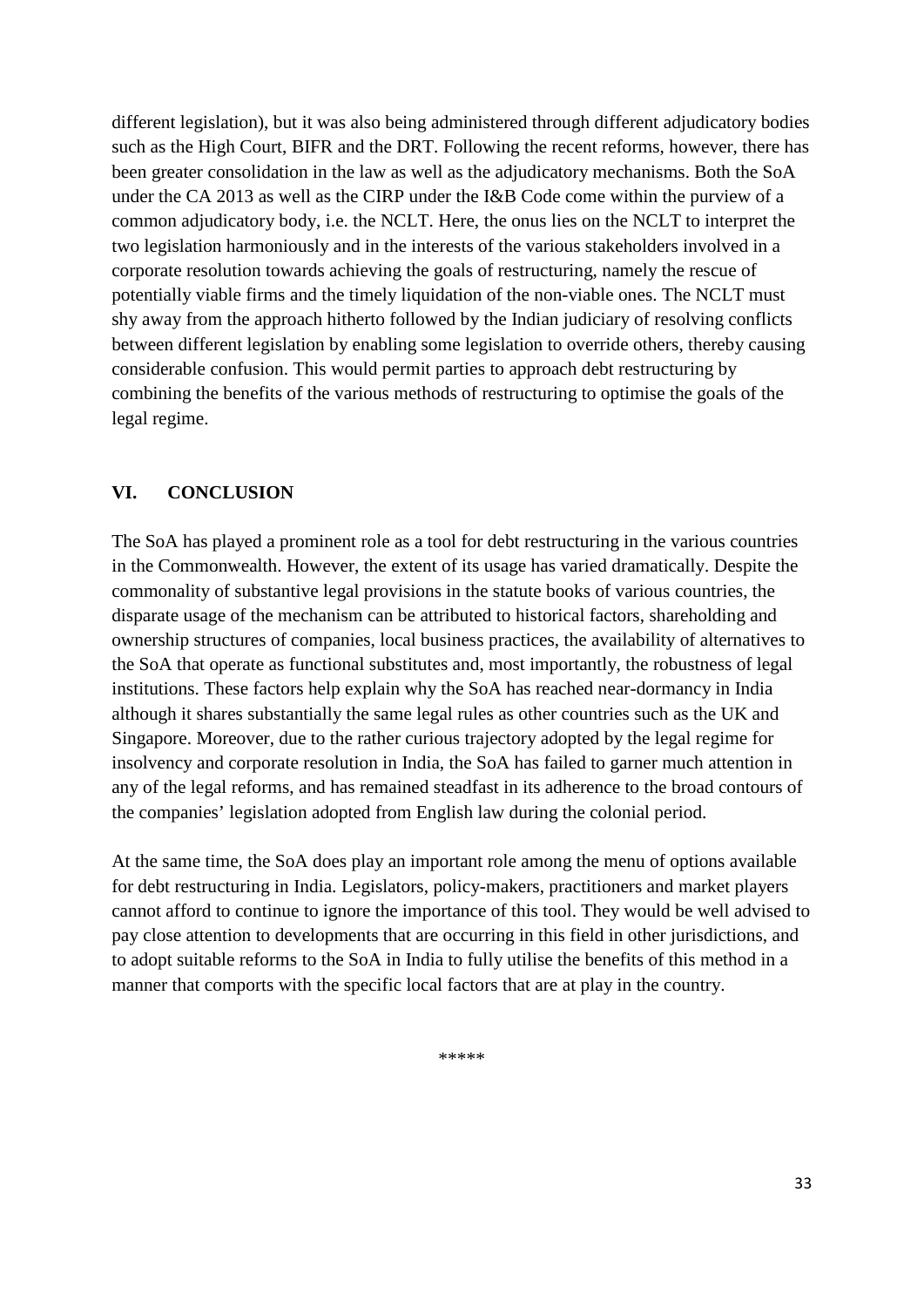different legislation), but it was also being administered through different adjudicatory bodies such as the High Court, BIFR and the DRT. Following the recent reforms, however, there has been greater consolidation in the law as well as the adjudicatory mechanisms. Both the SoA under the CA 2013 as well as the CIRP under the I&B Code come within the purview of a common adjudicatory body, i.e. the NCLT. Here, the onus lies on the NCLT to interpret the two legislation harmoniously and in the interests of the various stakeholders involved in a corporate resolution towards achieving the goals of restructuring, namely the rescue of potentially viable firms and the timely liquidation of the non-viable ones. The NCLT must shy away from the approach hitherto followed by the Indian judiciary of resolving conflicts between different legislation by enabling some legislation to override others, thereby causing considerable confusion. This would permit parties to approach debt restructuring by combining the benefits of the various methods of restructuring to optimise the goals of the legal regime.

## VI. CONCLUSION

The SoA has played a prominent role as a tool for debt restructuring in the various countries in the Commonwealth. However, the extent of its usage has varied dramatically. Despite the commonality of substantive legal provisions in the statute books of various countries, the disparate usage of the mechanism can be attributed to historical factors, shareholding and ownership structures of companies, local business practices, the availability of alternatives to the SoA that operate as functional substitutes and, most importantly, the robustness of legal institutions. These factors help explain why the SoA has reached near-dormancy in India although it shares substantially the same legal rules as other countries such as the UK and Singapore. Moreover, due to the rather curious trajectory adopted by the legal regime for insolvency and corporate resolution in India, the SoA has failed to garner much attention in any of the legal reforms, and has remained steadfast in its adherence to the broad contours of the companies' legislation adopted from English law during the colonial period.

At the same time, the SoA does play an important role among the menu of options available for debt restructuring in India. Legislators, policy-makers, practitioners and market players cannot afford to continue to ignore the importance of this tool. They would be well advised to pay close attention to developments that are occurring in this field in other jurisdictions, and to adopt suitable reforms to the SoA in India to fully utilise the benefits of this method in a manner that comports with the specific local factors that are at play in the country.

*****